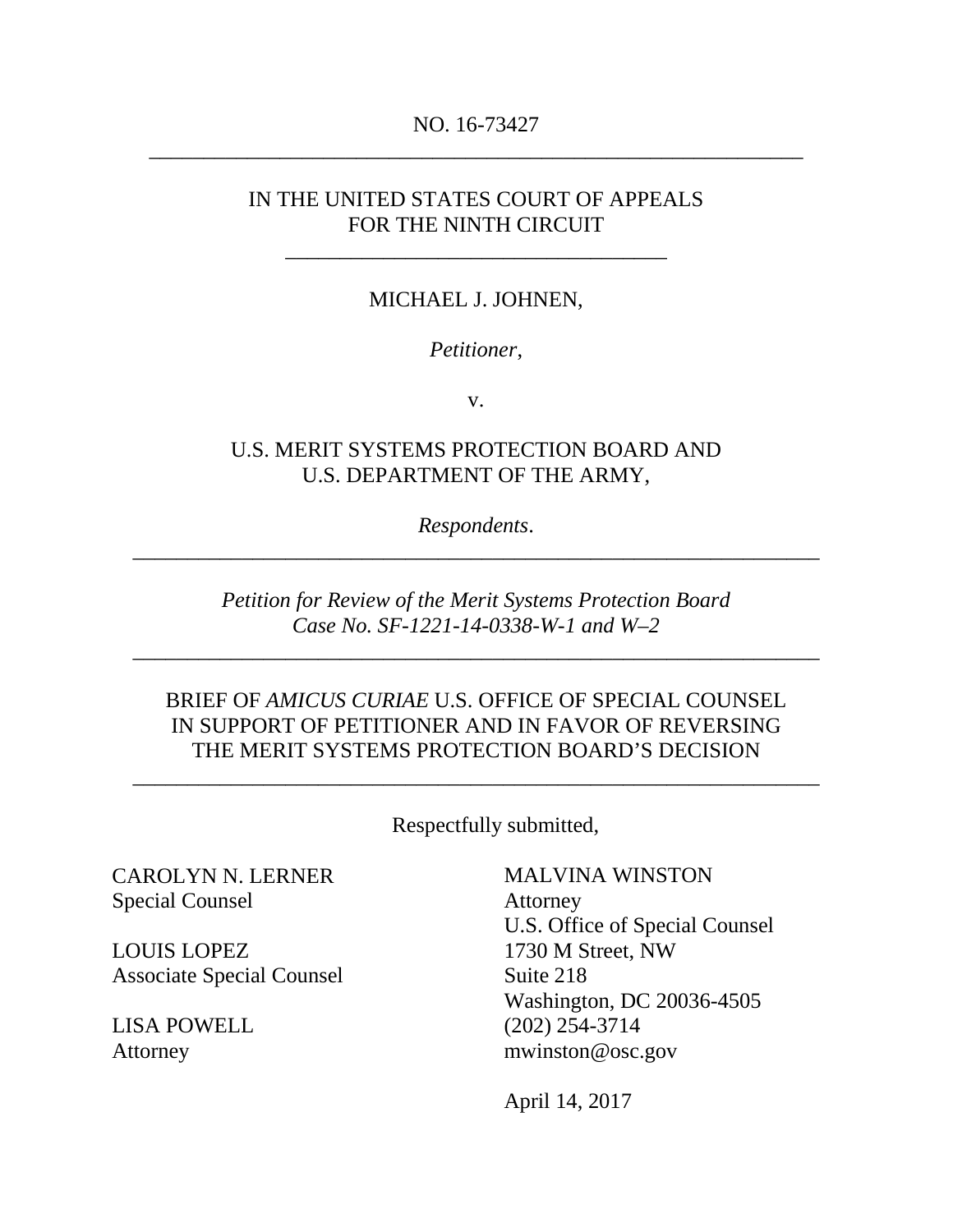NO. 16-73427

---

IN THE UNITED STATES COURT OF APPEALS
FOR THE NINTH CIRCUIT

---

MICHAEL J. JOHNEN,

*Petitioner*,

v.

U.S. MERIT SYSTEMS PROTECTION BOARD AND
U.S. DEPARTMENT OF THE ARMY,

*Respondents*.

---

*Petition for Review of the Merit Systems Protection Board*
*Case No. SF-1221-14-0338-W-1 and W–2*

---

BRIEF OF *AMICUS CURIAE* U.S. OFFICE OF SPECIAL COUNSEL
IN SUPPORT OF PETITIONER AND IN FAVOR OF REVERSING
THE MERIT SYSTEMS PROTECTION BOARD'S DECISION

---

Respectfully submitted,

CAROLYN N. LERNER
Special Counsel

LOUIS LOPEZ
Associate Special Counsel

LISA POWELL
Attorney

MALVINA WINSTON
Attorney
U.S. Office of Special Counsel
1730 M Street, NW
Suite 218
Washington, DC 20036-4505
(202) 254-3714
mwinston@osc.gov

April 14, 2017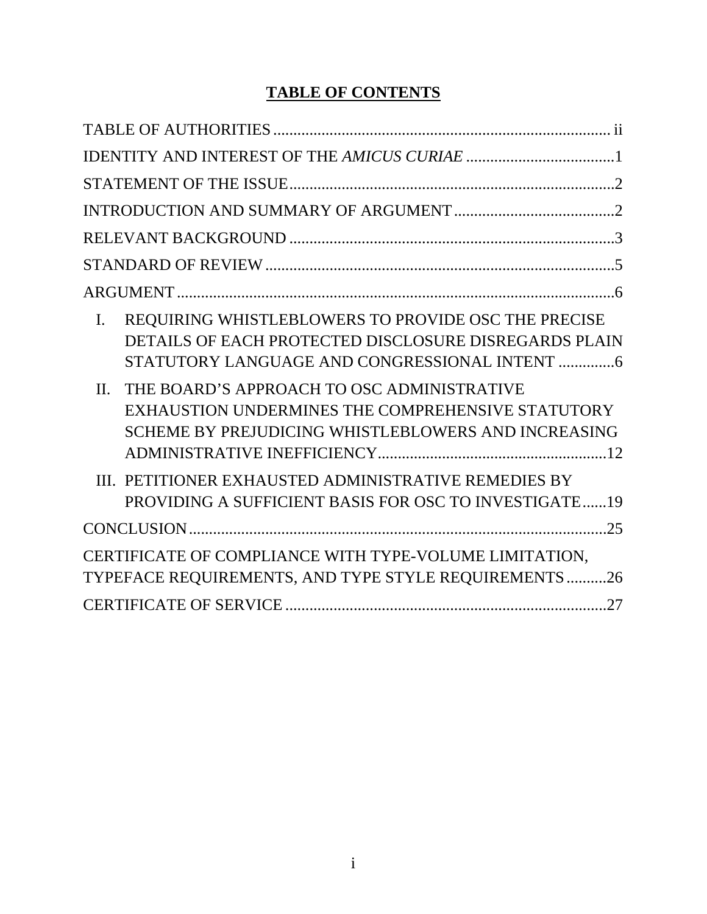# TABLE OF CONTENTS

TABLE OF AUTHORITIES .................................................................................... ii

IDENTITY AND INTEREST OF THE *AMICUS CURIAE* ......................................1

STATEMENT OF THE ISSUE..................................................................................2

INTRODUCTION AND SUMMARY OF ARGUMENT ........................................2

RELEVANT BACKGROUND .................................................................................3

STANDARD OF REVIEW .......................................................................................5

ARGUMENT .............................................................................................................6

I. REQUIRING WHISTLEBLOWERS TO PROVIDE OSC THE PRECISE DETAILS OF EACH PROTECTED DISCLOSURE DISREGARDS PLAIN STATUTORY LANGUAGE AND CONGRESSIONAL INTENT ..............6

II. THE BOARD'S APPROACH TO OSC ADMINISTRATIVE EXHAUSTION UNDERMINES THE COMPREHENSIVE STATUTORY SCHEME BY PREJUDICING WHISTLEBLOWERS AND INCREASING ADMINISTRATIVE INEFFICIENCY.........................................................12

III. PETITIONER EXHAUSTED ADMINISTRATIVE REMEDIES BY PROVIDING A SUFFICIENT BASIS FOR OSC TO INVESTIGATE......19

CONCLUSION.........................................................................................................25

CERTIFICATE OF COMPLIANCE WITH TYPE-VOLUME LIMITATION, TYPEFACE REQUIREMENTS, AND TYPE STYLE REQUIREMENTS..........26

CERTIFICATE OF SERVICE .................................................................................27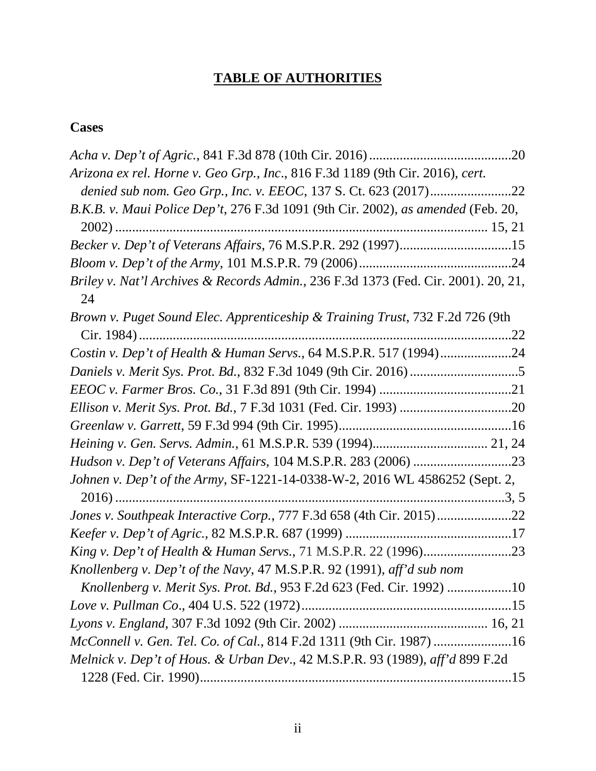## TABLE OF AUTHORITIES

### Cases

*Acha v. Dep't of Agric.*, 841 F.3d 878 (10th Cir. 2016) .......................................... 20

*Arizona ex rel. Horne v. Geo Grp., Inc*., 816 F.3d 1189 (9th Cir. 2016), *cert. denied sub nom. Geo Grp., Inc. v. EEOC*, 137 S. Ct. 623 (2017) ........................ 22

*B.K.B. v. Maui Police Dep't*, 276 F.3d 1091 (9th Cir. 2002), *as amended* (Feb. 20, 2002) ............................................................................................................ 15, 21

*Becker v. Dep't of Veterans Affairs*, 76 M.S.P.R. 292 (1997) ................................ 15

*Bloom v. Dep't of the Army*, 101 M.S.P.R. 79 (2006) ............................................. 24

*Briley v. Nat'l Archives & Records Admin.*, 236 F.3d 1373 (Fed. Cir. 2001). 20, 21, 24

*Brown v. Puget Sound Elec. Apprenticeship & Training Trust*, 732 F.2d 726 (9th Cir. 1984) ............................................................................................................... 22

*Costin v. Dep't of Health & Human Servs.*, 64 M.S.P.R. 517 (1994) .................... 24

*Daniels v. Merit Sys. Prot. Bd.*, 832 F.3d 1049 (9th Cir. 2016) ................................ 5

*EEOC v. Farmer Bros. Co.*, 31 F.3d 891 (9th Cir. 1994) ....................................... 21

*Ellison v. Merit Sys. Prot. Bd.*, 7 F.3d 1031 (Fed. Cir. 1993) ................................. 20

*Greenlaw v. Garrett*, 59 F.3d 994 (9th Cir. 1995) ................................................... 16

*Heining v. Gen. Servs. Admin.*, 61 M.S.P.R. 539 (1994) .................................. 21, 24

*Hudson v. Dep't of Veterans Affairs*, 104 M.S.P.R. 283 (2006) ............................. 23

*Johnen v. Dep't of the Army*, SF-1221-14-0338-W-2, 2016 WL 4586252 (Sept. 2, 2016) ................................................................................................................. 3, 5

*Jones v. Southpeak Interactive Corp.*, 777 F.3d 658 (4th Cir. 2015) ...................... 22

*Keefer v. Dep't of Agric.*, 82 M.S.P.R. 687 (1999) ................................................. 17

*King v. Dep't of Health & Human Servs.*, 71 M.S.P.R. 22 (1996) .......................... 23

*Knollenberg v. Dep't of the Navy*, 47 M.S.P.R. 92 (1991), *aff'd sub nom Knollenberg v. Merit Sys. Prot. Bd.*, 953 F.2d 623 (Fed. Cir. 1992) ................... 10

*Love v. Pullman Co*., 404 U.S. 522 (1972) .............................................................. 15

*Lyons v. England*, 307 F.3d 1092 (9th Cir. 2002) ............................................ 16, 21

*McConnell v. Gen. Tel. Co. of Cal.*, 814 F.2d 1311 (9th Cir. 1987) ....................... 16

*Melnick v. Dep't of Hous. & Urban Dev*., 42 M.S.P.R. 93 (1989), *aff'd* 899 F.2d 1228 (Fed. Cir. 1990) .......................................................................................... 15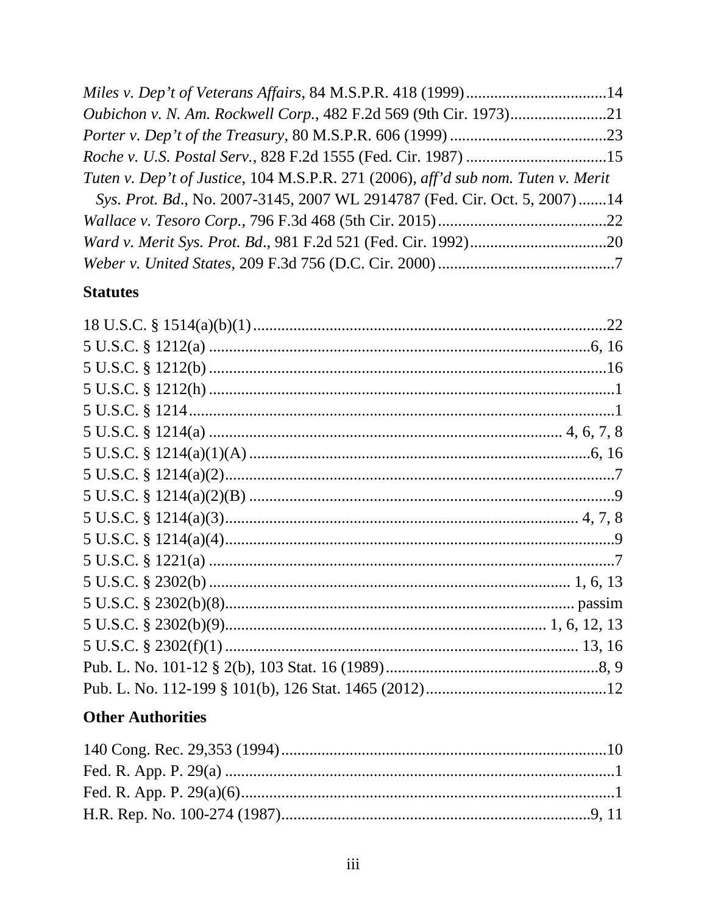*Miles v. Dep't of Veterans Affairs*, 84 M.S.P.R. 418 (1999) .................................14
*Oubichon v. N. Am. Rockwell Corp.*, 482 F.2d 569 (9th Cir. 1973).......................21
*Porter v. Dep't of the Treasury*, 80 M.S.P.R. 606 (1999) .......................................23
*Roche v. U.S. Postal Serv.*, 828 F.2d 1555 (Fed. Cir. 1987) ..................................15
*Tuten v. Dep't of Justice*, 104 M.S.P.R. 271 (2006), *aff'd sub nom. Tuten v. Merit Sys. Prot. Bd.*, No. 2007-3145, 2007 WL 2914787 (Fed. Cir. Oct. 5, 2007) .......14
*Wallace v. Tesoro Corp.*, 796 F.3d 468 (5th Cir. 2015).........................................22
*Ward v. Merit Sys. Prot. Bd*., 981 F.2d 521 (Fed. Cir. 1992).................................20
*Weber v. United States*, 209 F.3d 756 (D.C. Cir. 2000)...........................................7

## Statutes

18 U.S.C. § 1514(a)(b)(1).......................................................................................22
5 U.S.C. § 1212(a) ..............................................................................................6, 16
5 U.S.C. § 1212(b) ..................................................................................................16
5 U.S.C. § 1212(h) ....................................................................................................1
5 U.S.C. § 1214.........................................................................................................1
5 U.S.C. § 1214(a) ........................................................................................ 4, 6, 7, 8
5 U.S.C. § 1214(a)(1)(A) ....................................................................................6, 16
5 U.S.C. § 1214(a)(2).................................................................................................7
5 U.S.C. § 1214(a)(2)(B) ...........................................................................................9
5 U.S.C. § 1214(a)(3)...................................................................................... 4, 7, 8
5 U.S.C. § 1214(a)(4).................................................................................................9
5 U.S.C. § 1221(a) .....................................................................................................7
5 U.S.C. § 2302(b) ........................................................................................ 1, 6, 13
5 U.S.C. § 2302(b)(8)..................................................................................... passim
5 U.S.C. § 2302(b)(9)............................................................................... 1, 6, 12, 13
5 U.S.C. § 2302(f)(1) ..................................................................................... 13, 16
Pub. L. No. 101-12 § 2(b), 103 Stat. 16 (1989).....................................................8, 9
Pub. L. No. 112-199 § 101(b), 126 Stat. 1465 (2012).............................................12

## Other Authorities

140 Cong. Rec. 29,353 (1994)................................................................................10
Fed. R. App. P. 29(a) ................................................................................................1
Fed. R. App. P. 29(a)(6)............................................................................................1
H.R. Rep. No. 100-274 (1987)..............................................................................9, 11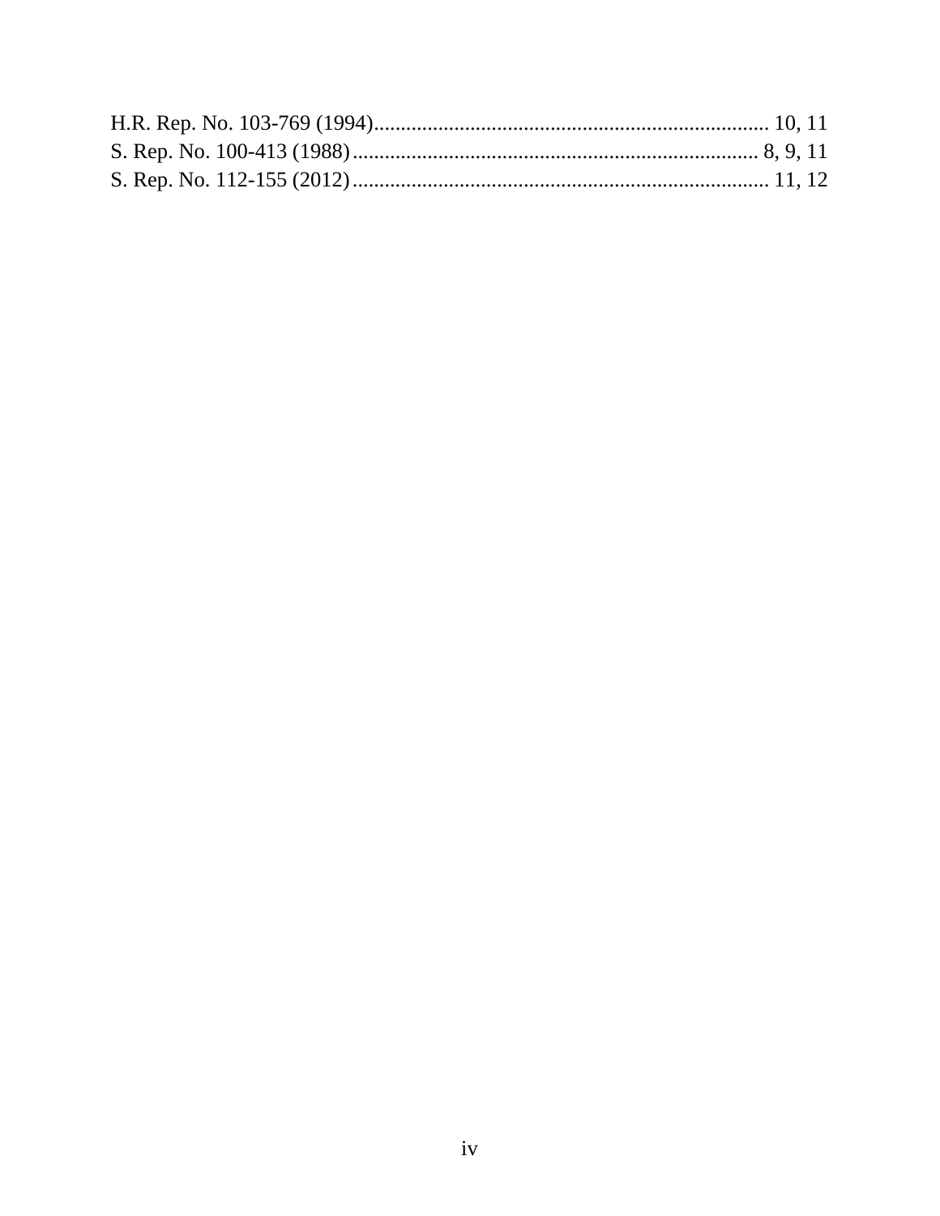H.R. Rep. No. 103-769 (1994)........................................................................ 10, 11

S. Rep. No. 100-413 (1988)........................................................................ 8, 9, 11

S. Rep. No. 112-155 (2012)........................................................................ 11, 12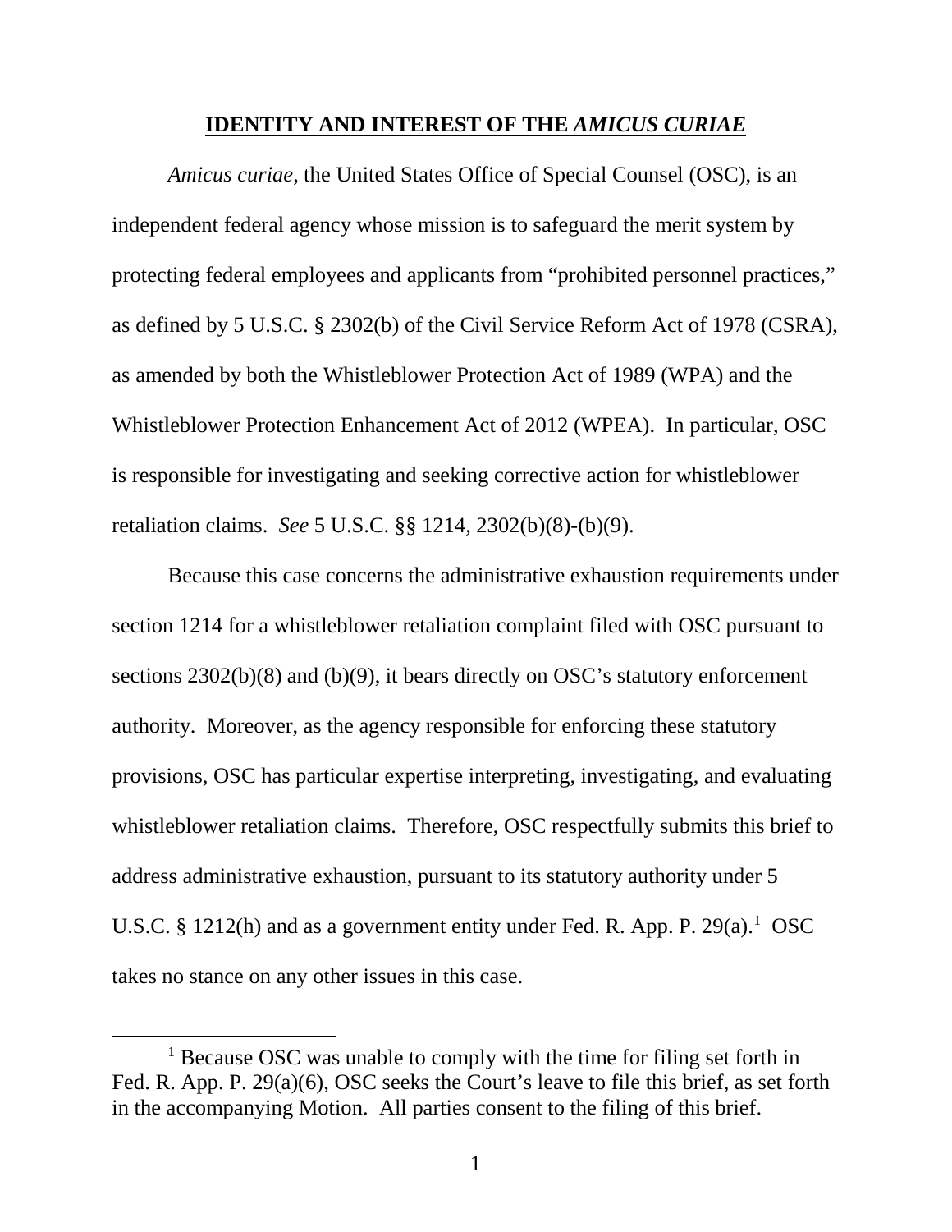## IDENTITY AND INTEREST OF THE *AMICUS CURIAE*

*Amicus curiae*, the United States Office of Special Counsel (OSC), is an independent federal agency whose mission is to safeguard the merit system by protecting federal employees and applicants from "prohibited personnel practices," as defined by 5 U.S.C. § 2302(b) of the Civil Service Reform Act of 1978 (CSRA), as amended by both the Whistleblower Protection Act of 1989 (WPA) and the Whistleblower Protection Enhancement Act of 2012 (WPEA). In particular, OSC is responsible for investigating and seeking corrective action for whistleblower retaliation claims. *See* 5 U.S.C. §§ 1214, 2302(b)(8)-(b)(9).

Because this case concerns the administrative exhaustion requirements under section 1214 for a whistleblower retaliation complaint filed with OSC pursuant to sections 2302(b)(8) and (b)(9), it bears directly on OSC's statutory enforcement authority. Moreover, as the agency responsible for enforcing these statutory provisions, OSC has particular expertise interpreting, investigating, and evaluating whistleblower retaliation claims. Therefore, OSC respectfully submits this brief to address administrative exhaustion, pursuant to its statutory authority under 5 U.S.C. § 1212(h) and as a government entity under Fed. R. App. P. 29(a).[1] OSC takes no stance on any other issues in this case.

---

[1] Because OSC was unable to comply with the time for filing set forth in Fed. R. App. P. 29(a)(6), OSC seeks the Court's leave to file this brief, as set forth in the accompanying Motion. All parties consent to the filing of this brief.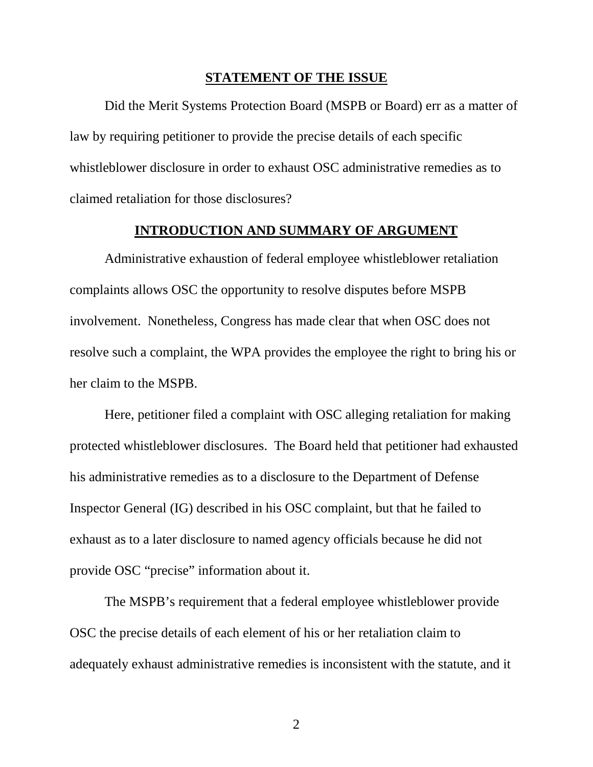## STATEMENT OF THE ISSUE

Did the Merit Systems Protection Board (MSPB or Board) err as a matter of law by requiring petitioner to provide the precise details of each specific whistleblower disclosure in order to exhaust OSC administrative remedies as to claimed retaliation for those disclosures?

## INTRODUCTION AND SUMMARY OF ARGUMENT

Administrative exhaustion of federal employee whistleblower retaliation complaints allows OSC the opportunity to resolve disputes before MSPB involvement. Nonetheless, Congress has made clear that when OSC does not resolve such a complaint, the WPA provides the employee the right to bring his or her claim to the MSPB.

Here, petitioner filed a complaint with OSC alleging retaliation for making protected whistleblower disclosures. The Board held that petitioner had exhausted his administrative remedies as to a disclosure to the Department of Defense Inspector General (IG) described in his OSC complaint, but that he failed to exhaust as to a later disclosure to named agency officials because he did not provide OSC "precise" information about it.

The MSPB's requirement that a federal employee whistleblower provide OSC the precise details of each element of his or her retaliation claim to adequately exhaust administrative remedies is inconsistent with the statute, and it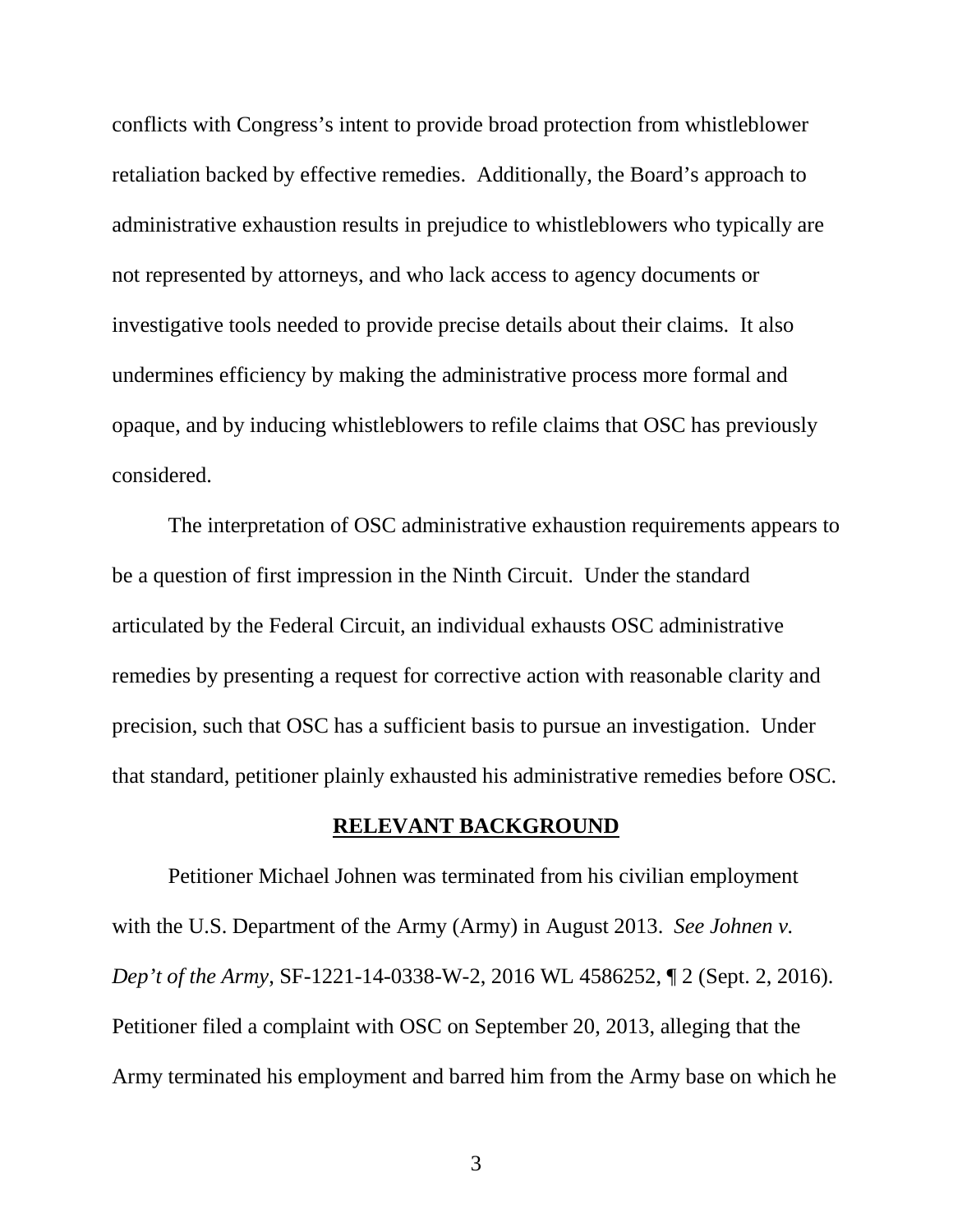conflicts with Congress's intent to provide broad protection from whistleblower retaliation backed by effective remedies. Additionally, the Board's approach to administrative exhaustion results in prejudice to whistleblowers who typically are not represented by attorneys, and who lack access to agency documents or investigative tools needed to provide precise details about their claims. It also undermines efficiency by making the administrative process more formal and opaque, and by inducing whistleblowers to refile claims that OSC has previously considered.

The interpretation of OSC administrative exhaustion requirements appears to be a question of first impression in the Ninth Circuit. Under the standard articulated by the Federal Circuit, an individual exhausts OSC administrative remedies by presenting a request for corrective action with reasonable clarity and precision, such that OSC has a sufficient basis to pursue an investigation. Under that standard, petitioner plainly exhausted his administrative remedies before OSC.

## RELEVANT BACKGROUND

Petitioner Michael Johnen was terminated from his civilian employment with the U.S. Department of the Army (Army) in August 2013. *See Johnen v. Dep't of the Army*, SF-1221-14-0338-W-2, 2016 WL 4586252, ¶ 2 (Sept. 2, 2016). Petitioner filed a complaint with OSC on September 20, 2013, alleging that the Army terminated his employment and barred him from the Army base on which he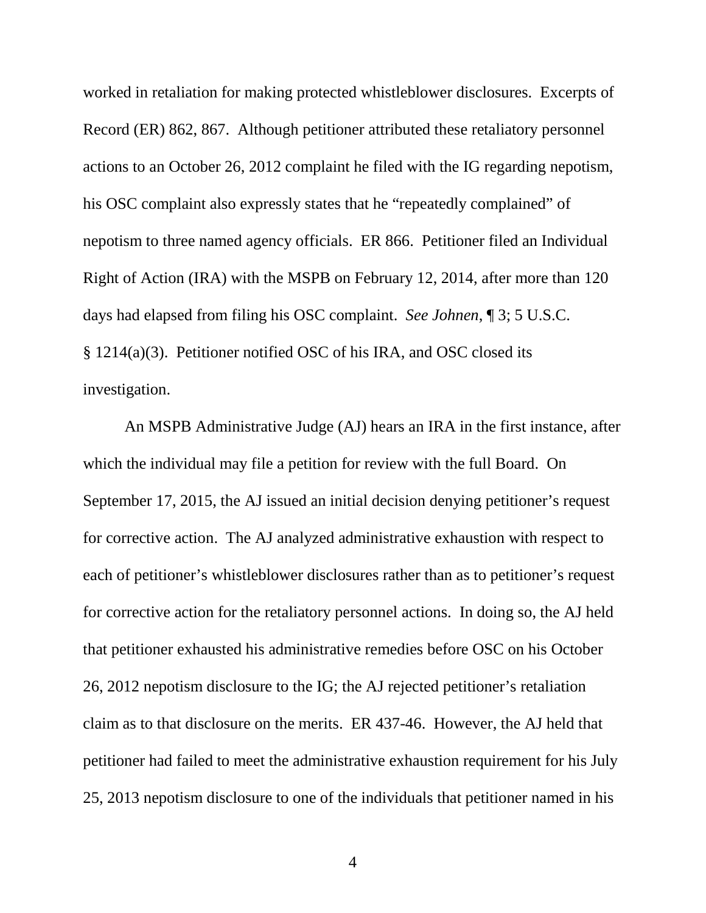worked in retaliation for making protected whistleblower disclosures. Excerpts of Record (ER) 862, 867. Although petitioner attributed these retaliatory personnel actions to an October 26, 2012 complaint he filed with the IG regarding nepotism, his OSC complaint also expressly states that he "repeatedly complained" of nepotism to three named agency officials. ER 866. Petitioner filed an Individual Right of Action (IRA) with the MSPB on February 12, 2014, after more than 120 days had elapsed from filing his OSC complaint. *See Johnen*, ¶ 3; 5 U.S.C. § 1214(a)(3). Petitioner notified OSC of his IRA, and OSC closed its investigation.

An MSPB Administrative Judge (AJ) hears an IRA in the first instance, after which the individual may file a petition for review with the full Board. On September 17, 2015, the AJ issued an initial decision denying petitioner's request for corrective action. The AJ analyzed administrative exhaustion with respect to each of petitioner's whistleblower disclosures rather than as to petitioner's request for corrective action for the retaliatory personnel actions. In doing so, the AJ held that petitioner exhausted his administrative remedies before OSC on his October 26, 2012 nepotism disclosure to the IG; the AJ rejected petitioner's retaliation claim as to that disclosure on the merits. ER 437-46. However, the AJ held that petitioner had failed to meet the administrative exhaustion requirement for his July 25, 2013 nepotism disclosure to one of the individuals that petitioner named in his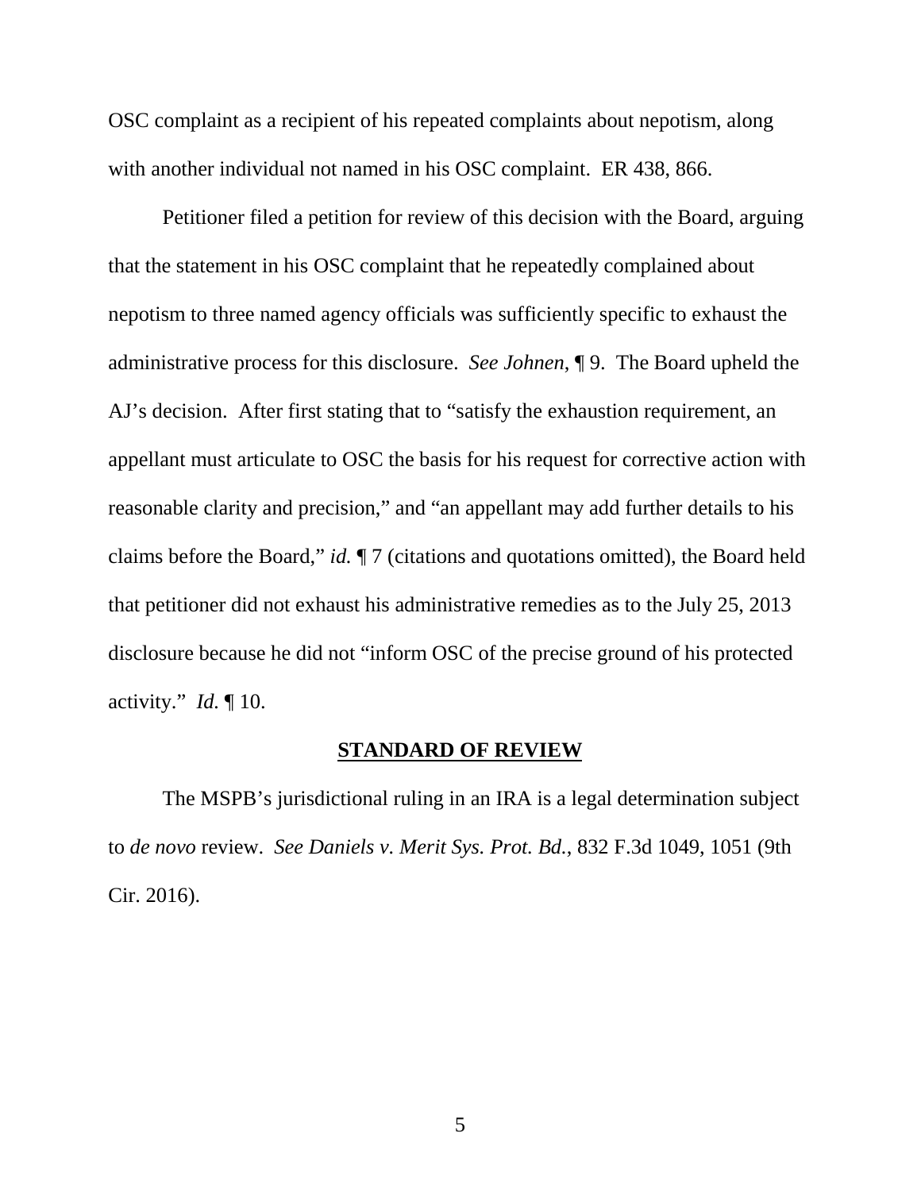OSC complaint as a recipient of his repeated complaints about nepotism, along with another individual not named in his OSC complaint. ER 438, 866.

Petitioner filed a petition for review of this decision with the Board, arguing that the statement in his OSC complaint that he repeatedly complained about nepotism to three named agency officials was sufficiently specific to exhaust the administrative process for this disclosure. *See Johnen*, ¶ 9. The Board upheld the AJ's decision. After first stating that to "satisfy the exhaustion requirement, an appellant must articulate to OSC the basis for his request for corrective action with reasonable clarity and precision," and "an appellant may add further details to his claims before the Board," *id.* ¶ 7 (citations and quotations omitted), the Board held that petitioner did not exhaust his administrative remedies as to the July 25, 2013 disclosure because he did not "inform OSC of the precise ground of his protected activity." *Id.* ¶ 10.

## STANDARD OF REVIEW

The MSPB's jurisdictional ruling in an IRA is a legal determination subject to *de novo* review. *See Daniels v. Merit Sys. Prot. Bd.*, 832 F.3d 1049, 1051 (9th Cir. 2016).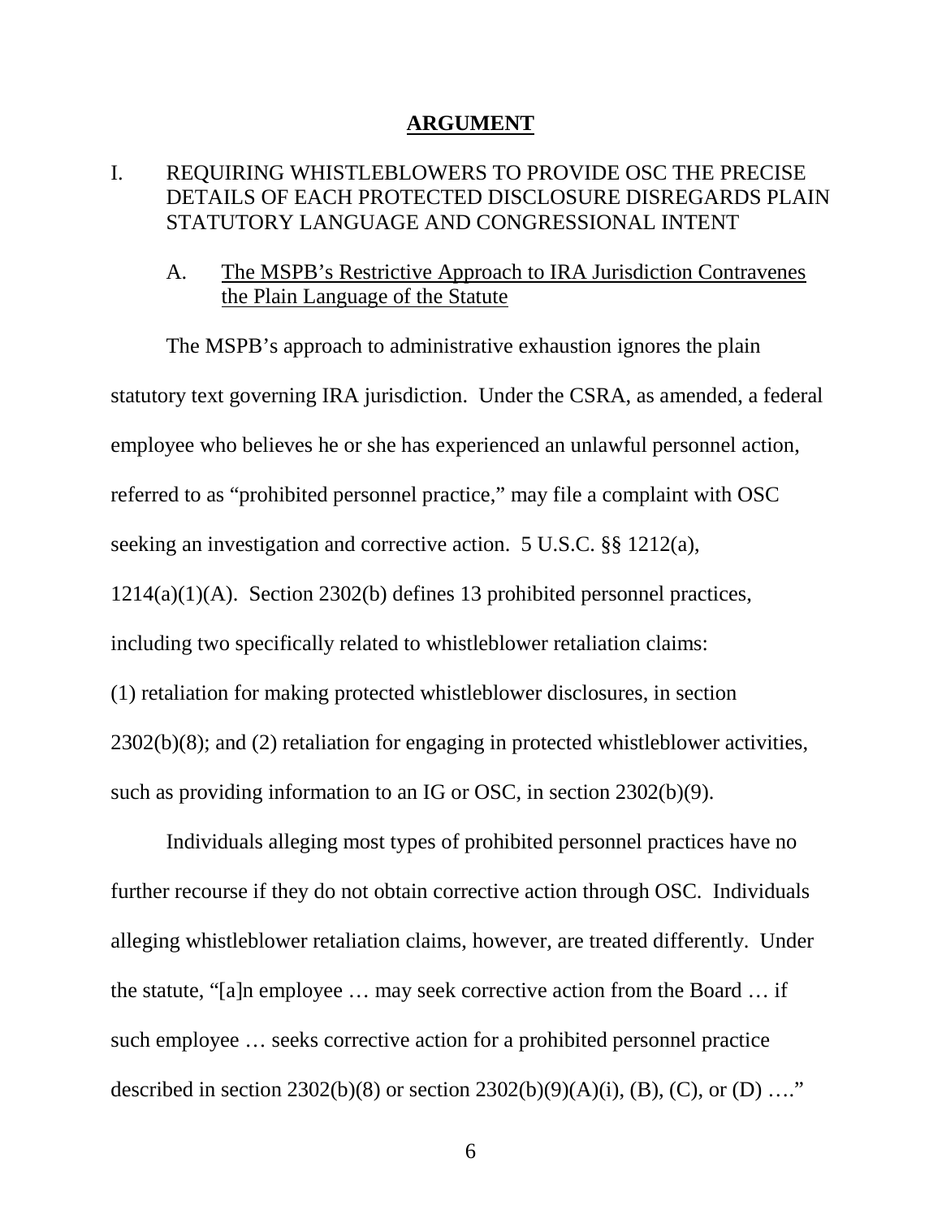## ARGUMENT

### I. REQUIRING WHISTLEBLOWERS TO PROVIDE OSC THE PRECISE DETAILS OF EACH PROTECTED DISCLOSURE DISREGARDS PLAIN STATUTORY LANGUAGE AND CONGRESSIONAL INTENT

#### A. The MSPB's Restrictive Approach to IRA Jurisdiction Contravenes the Plain Language of the Statute

The MSPB's approach to administrative exhaustion ignores the plain statutory text governing IRA jurisdiction. Under the CSRA, as amended, a federal employee who believes he or she has experienced an unlawful personnel action, referred to as "prohibited personnel practice," may file a complaint with OSC seeking an investigation and corrective action. 5 U.S.C. §§ 1212(a), 1214(a)(1)(A). Section 2302(b) defines 13 prohibited personnel practices, including two specifically related to whistleblower retaliation claims: (1) retaliation for making protected whistleblower disclosures, in section 2302(b)(8); and (2) retaliation for engaging in protected whistleblower activities, such as providing information to an IG or OSC, in section 2302(b)(9).

Individuals alleging most types of prohibited personnel practices have no further recourse if they do not obtain corrective action through OSC. Individuals alleging whistleblower retaliation claims, however, are treated differently. Under the statute, "[a]n employee … may seek corrective action from the Board … if such employee … seeks corrective action for a prohibited personnel practice described in section 2302(b)(8) or section 2302(b)(9)(A)(i), (B), (C), or (D) …."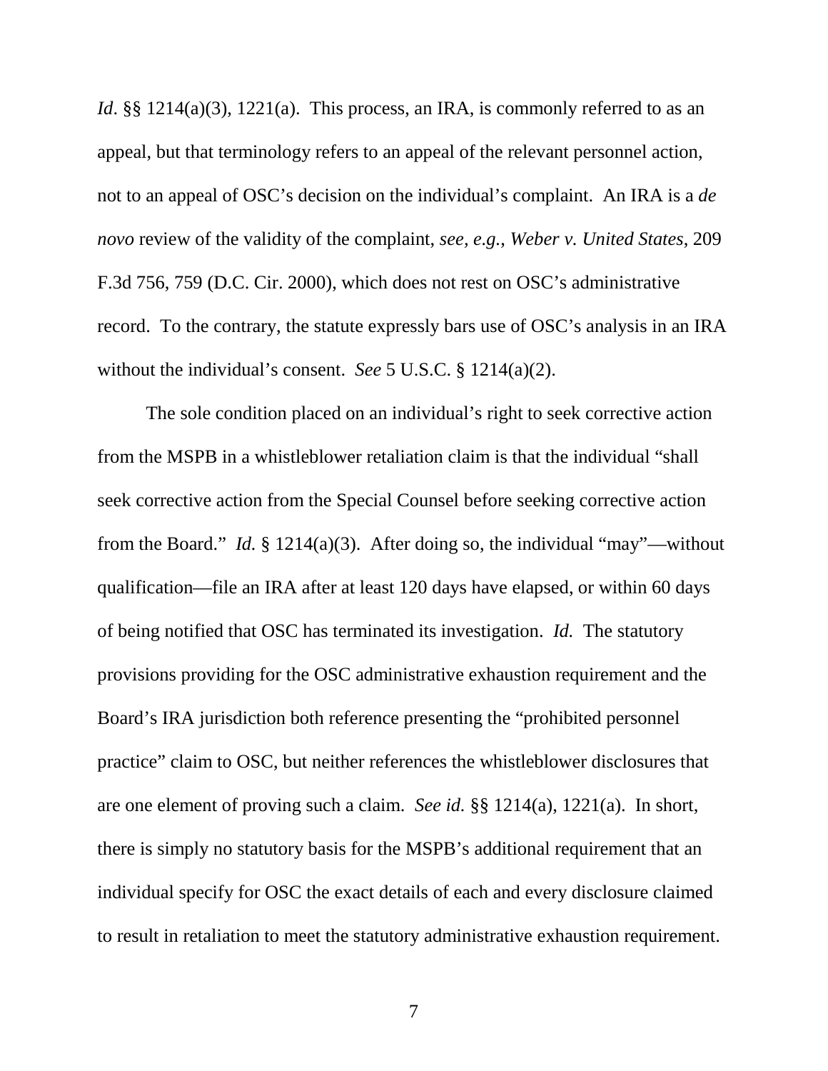*Id*. §§ 1214(a)(3), 1221(a). This process, an IRA, is commonly referred to as an appeal, but that terminology refers to an appeal of the relevant personnel action, not to an appeal of OSC's decision on the individual's complaint. An IRA is a *de novo* review of the validity of the complaint, *see, e.g.*, *Weber v. United States*, 209 F.3d 756, 759 (D.C. Cir. 2000), which does not rest on OSC's administrative record. To the contrary, the statute expressly bars use of OSC's analysis in an IRA without the individual's consent. *See* 5 U.S.C. § 1214(a)(2).

The sole condition placed on an individual's right to seek corrective action from the MSPB in a whistleblower retaliation claim is that the individual "shall seek corrective action from the Special Counsel before seeking corrective action from the Board." *Id.* § 1214(a)(3). After doing so, the individual "may"—without qualification—file an IRA after at least 120 days have elapsed, or within 60 days of being notified that OSC has terminated its investigation. *Id.* The statutory provisions providing for the OSC administrative exhaustion requirement and the Board's IRA jurisdiction both reference presenting the "prohibited personnel practice" claim to OSC, but neither references the whistleblower disclosures that are one element of proving such a claim. *See id.* §§ 1214(a), 1221(a). In short, there is simply no statutory basis for the MSPB's additional requirement that an individual specify for OSC the exact details of each and every disclosure claimed to result in retaliation to meet the statutory administrative exhaustion requirement.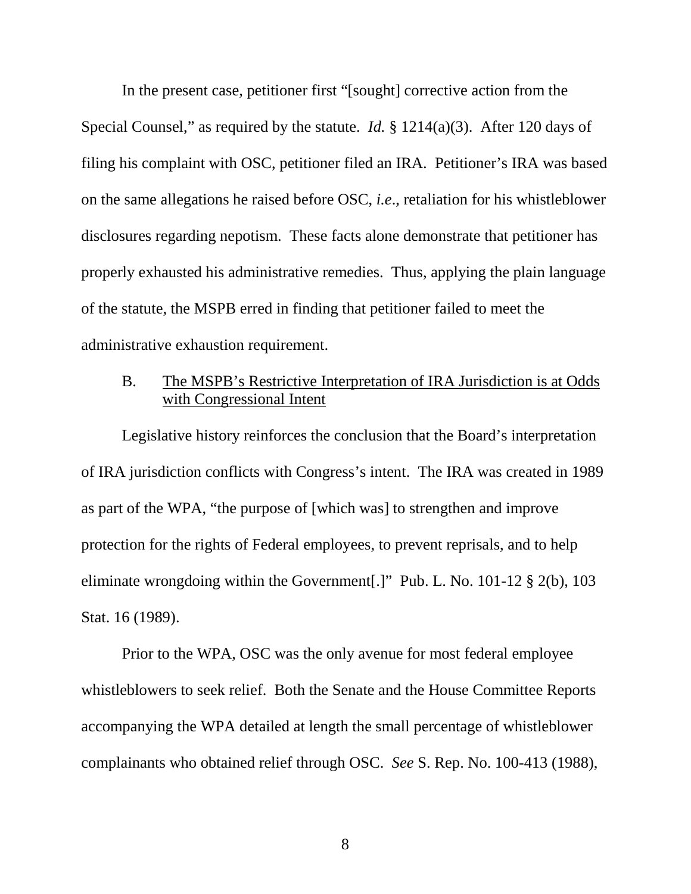In the present case, petitioner first "[sought] corrective action from the Special Counsel," as required by the statute. *Id.* § 1214(a)(3). After 120 days of filing his complaint with OSC, petitioner filed an IRA. Petitioner's IRA was based on the same allegations he raised before OSC, *i.e*., retaliation for his whistleblower disclosures regarding nepotism. These facts alone demonstrate that petitioner has properly exhausted his administrative remedies. Thus, applying the plain language of the statute, the MSPB erred in finding that petitioner failed to meet the administrative exhaustion requirement.

### B. The MSPB's Restrictive Interpretation of IRA Jurisdiction is at Odds with Congressional Intent

Legislative history reinforces the conclusion that the Board's interpretation of IRA jurisdiction conflicts with Congress's intent. The IRA was created in 1989 as part of the WPA, "the purpose of [which was] to strengthen and improve protection for the rights of Federal employees, to prevent reprisals, and to help eliminate wrongdoing within the Government[.]" Pub. L. No. 101-12 § 2(b), 103 Stat. 16 (1989).

Prior to the WPA, OSC was the only avenue for most federal employee whistleblowers to seek relief. Both the Senate and the House Committee Reports accompanying the WPA detailed at length the small percentage of whistleblower complainants who obtained relief through OSC. *See* S. Rep. No. 100-413 (1988),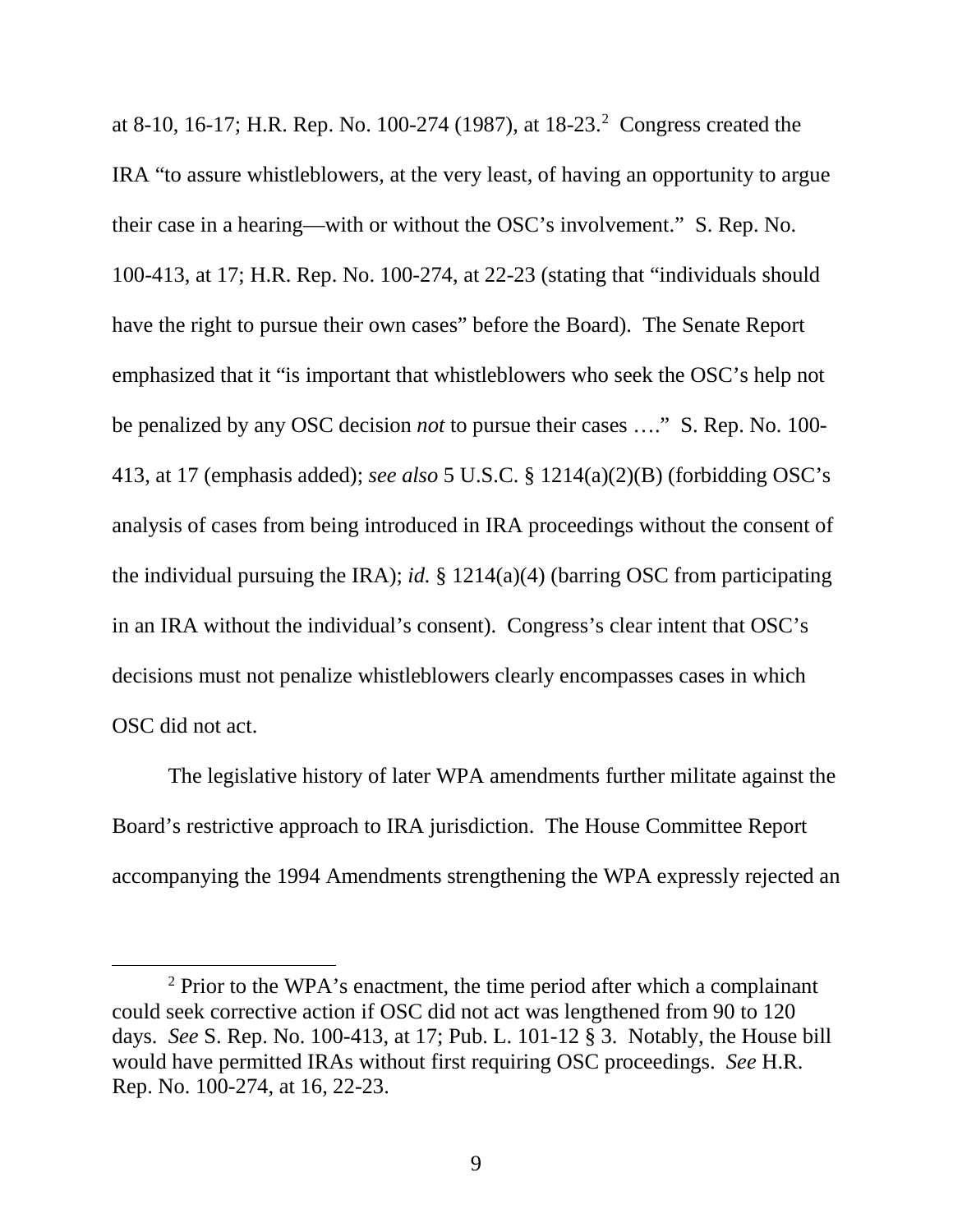at 8-10, 16-17; H.R. Rep. No. 100-274 (1987), at 18-23.[2] Congress created the IRA "to assure whistleblowers, at the very least, of having an opportunity to argue their case in a hearing—with or without the OSC's involvement." S. Rep. No. 100-413, at 17; H.R. Rep. No. 100-274, at 22-23 (stating that "individuals should have the right to pursue their own cases" before the Board). The Senate Report emphasized that it "is important that whistleblowers who seek the OSC's help not be penalized by any OSC decision *not* to pursue their cases …." S. Rep. No. 100-413, at 17 (emphasis added); *see also* 5 U.S.C. § 1214(a)(2)(B) (forbidding OSC's analysis of cases from being introduced in IRA proceedings without the consent of the individual pursuing the IRA); *id.* § 1214(a)(4) (barring OSC from participating in an IRA without the individual's consent). Congress's clear intent that OSC's decisions must not penalize whistleblowers clearly encompasses cases in which OSC did not act.

The legislative history of later WPA amendments further militate against the Board's restrictive approach to IRA jurisdiction. The House Committee Report accompanying the 1994 Amendments strengthening the WPA expressly rejected an

---

[2] Prior to the WPA's enactment, the time period after which a complainant could seek corrective action if OSC did not act was lengthened from 90 to 120 days. *See* S. Rep. No. 100-413, at 17; Pub. L. 101-12 § 3. Notably, the House bill would have permitted IRAs without first requiring OSC proceedings. *See* H.R. Rep. No. 100-274, at 16, 22-23.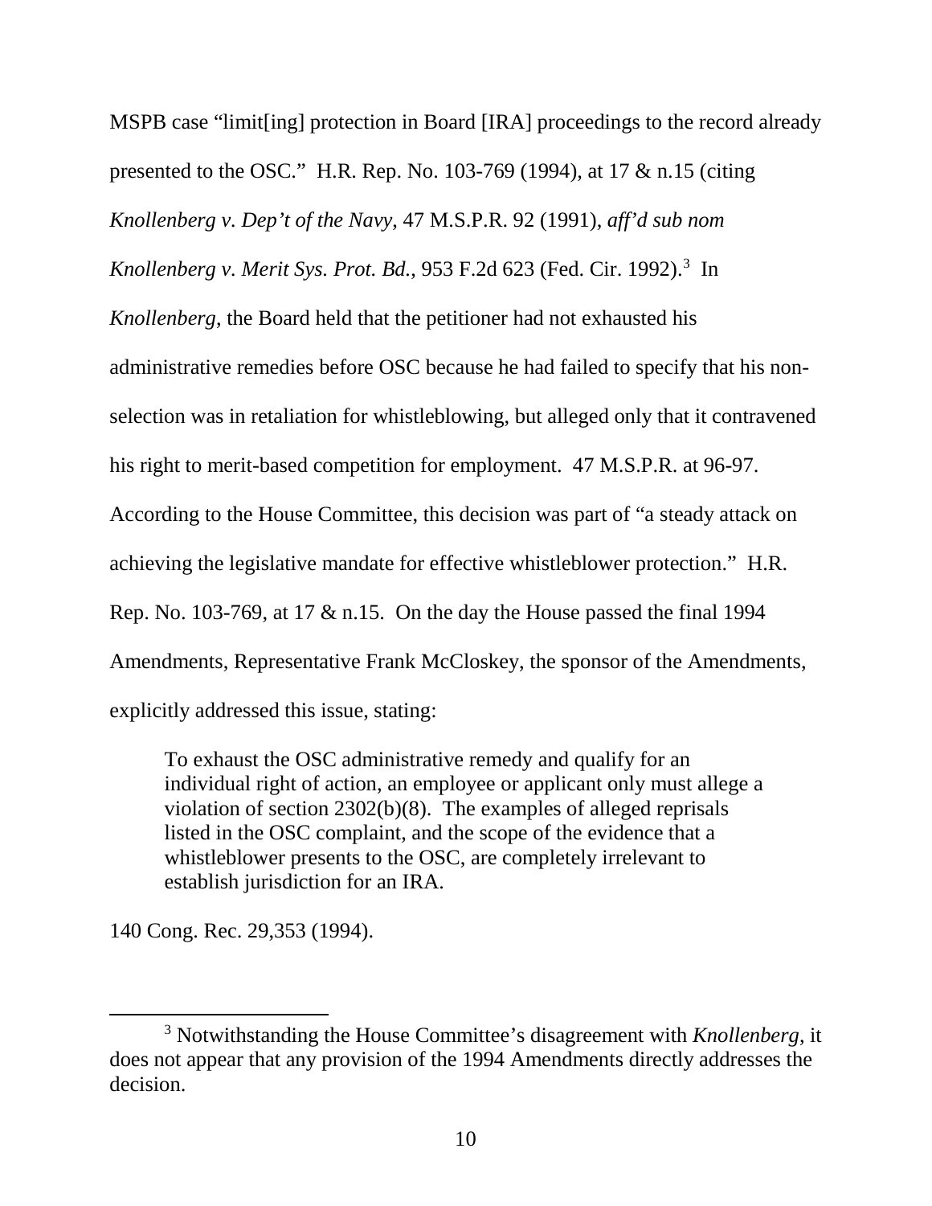MSPB case "limit[ing] protection in Board [IRA] proceedings to the record already presented to the OSC." H.R. Rep. No. 103-769 (1994), at 17 & n.15 (citing *Knollenberg v. Dep't of the Navy*, 47 M.S.P.R. 92 (1991), *aff'd sub nom Knollenberg v. Merit Sys. Prot. Bd.*, 953 F.2d 623 (Fed. Cir. 1992).[3] In *Knollenberg*, the Board held that the petitioner had not exhausted his administrative remedies before OSC because he had failed to specify that his non-selection was in retaliation for whistleblowing, but alleged only that it contravened his right to merit-based competition for employment. 47 M.S.P.R. at 96-97. According to the House Committee, this decision was part of "a steady attack on achieving the legislative mandate for effective whistleblower protection." H.R. Rep. No. 103-769, at 17 & n.15. On the day the House passed the final 1994 Amendments, Representative Frank McCloskey, the sponsor of the Amendments, explicitly addressed this issue, stating:

> To exhaust the OSC administrative remedy and qualify for an individual right of action, an employee or applicant only must allege a violation of section 2302(b)(8). The examples of alleged reprisals listed in the OSC complaint, and the scope of the evidence that a whistleblower presents to the OSC, are completely irrelevant to establish jurisdiction for an IRA.

140 Cong. Rec. 29,353 (1994).

[3] Notwithstanding the House Committee's disagreement with *Knollenberg*, it does not appear that any provision of the 1994 Amendments directly addresses the decision.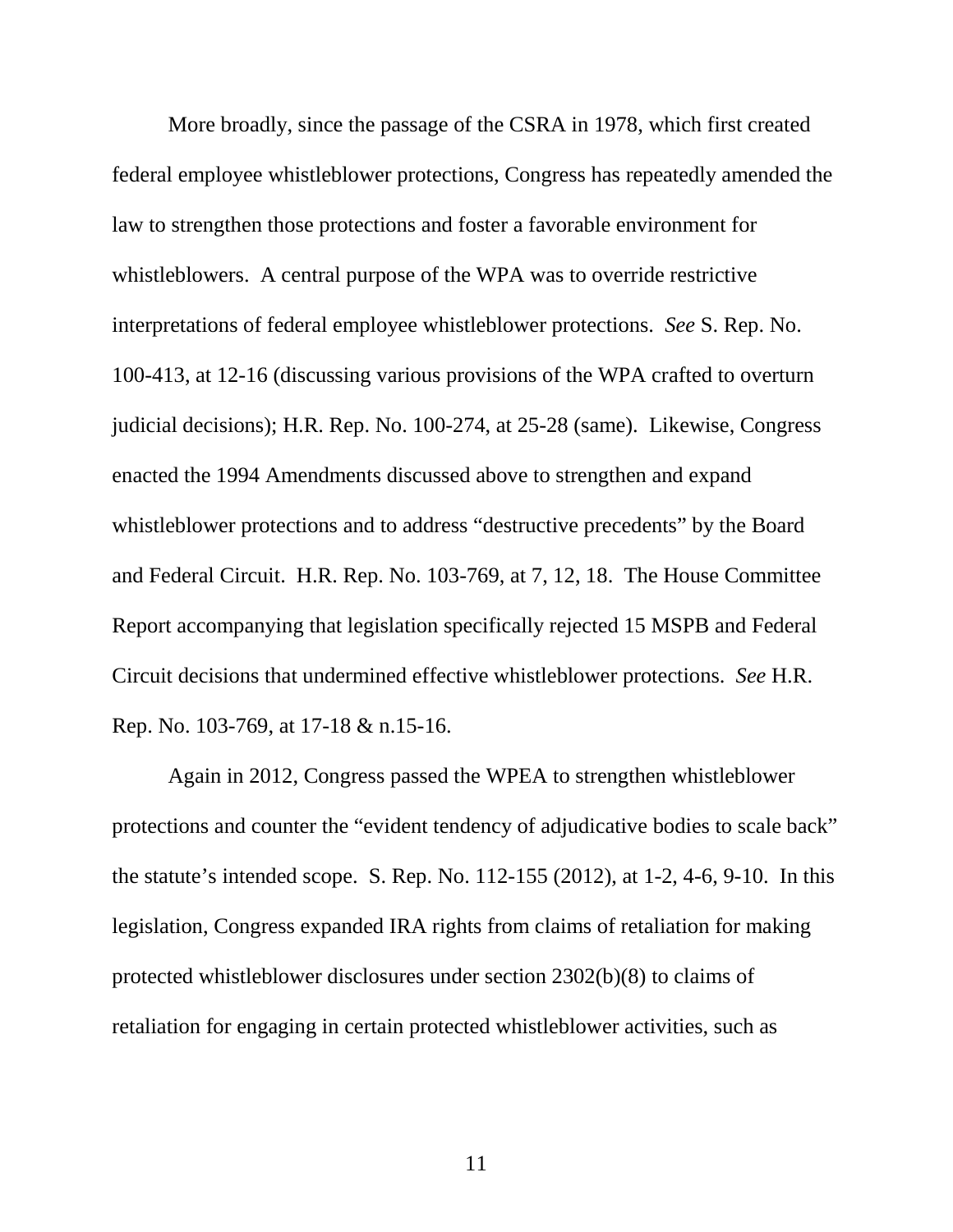More broadly, since the passage of the CSRA in 1978, which first created federal employee whistleblower protections, Congress has repeatedly amended the law to strengthen those protections and foster a favorable environment for whistleblowers. A central purpose of the WPA was to override restrictive interpretations of federal employee whistleblower protections. *See* S. Rep. No. 100-413, at 12-16 (discussing various provisions of the WPA crafted to overturn judicial decisions); H.R. Rep. No. 100-274, at 25-28 (same). Likewise, Congress enacted the 1994 Amendments discussed above to strengthen and expand whistleblower protections and to address "destructive precedents" by the Board and Federal Circuit. H.R. Rep. No. 103-769, at 7, 12, 18. The House Committee Report accompanying that legislation specifically rejected 15 MSPB and Federal Circuit decisions that undermined effective whistleblower protections. *See* H.R. Rep. No. 103-769, at 17-18 & n.15-16.

Again in 2012, Congress passed the WPEA to strengthen whistleblower protections and counter the "evident tendency of adjudicative bodies to scale back" the statute's intended scope. S. Rep. No. 112-155 (2012), at 1-2, 4-6, 9-10. In this legislation, Congress expanded IRA rights from claims of retaliation for making protected whistleblower disclosures under section 2302(b)(8) to claims of retaliation for engaging in certain protected whistleblower activities, such as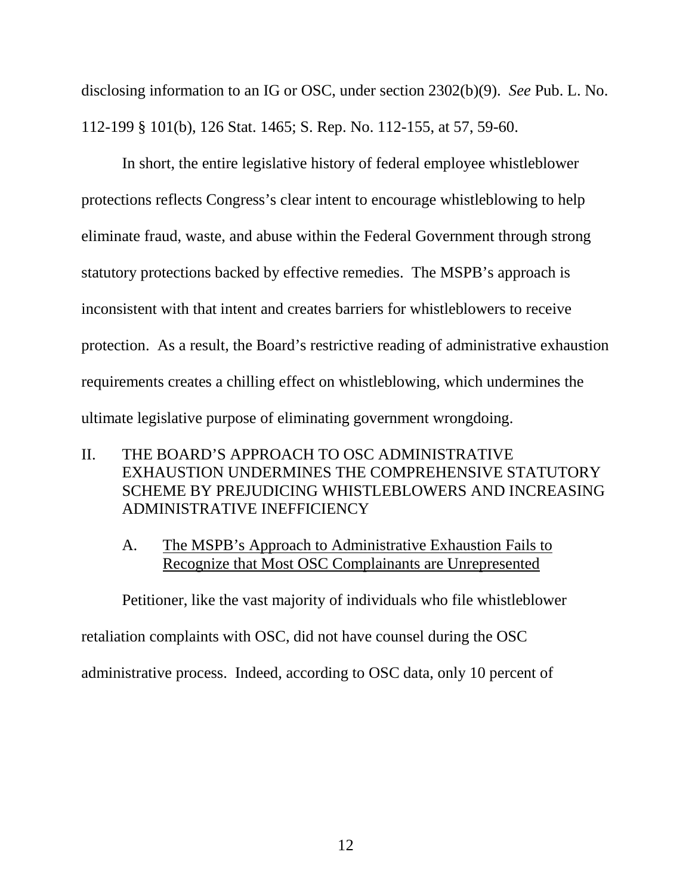disclosing information to an IG or OSC, under section 2302(b)(9). *See* Pub. L. No. 112-199 § 101(b), 126 Stat. 1465; S. Rep. No. 112-155, at 57, 59-60.

In short, the entire legislative history of federal employee whistleblower protections reflects Congress's clear intent to encourage whistleblowing to help eliminate fraud, waste, and abuse within the Federal Government through strong statutory protections backed by effective remedies. The MSPB's approach is inconsistent with that intent and creates barriers for whistleblowers to receive protection. As a result, the Board's restrictive reading of administrative exhaustion requirements creates a chilling effect on whistleblowing, which undermines the ultimate legislative purpose of eliminating government wrongdoing.

## II. THE BOARD'S APPROACH TO OSC ADMINISTRATIVE EXHAUSTION UNDERMINES THE COMPREHENSIVE STATUTORY SCHEME BY PREJUDICING WHISTLEBLOWERS AND INCREASING ADMINISTRATIVE INEFFICIENCY

### A. The MSPB's Approach to Administrative Exhaustion Fails to Recognize that Most OSC Complainants are Unrepresented

Petitioner, like the vast majority of individuals who file whistleblower retaliation complaints with OSC, did not have counsel during the OSC administrative process. Indeed, according to OSC data, only 10 percent of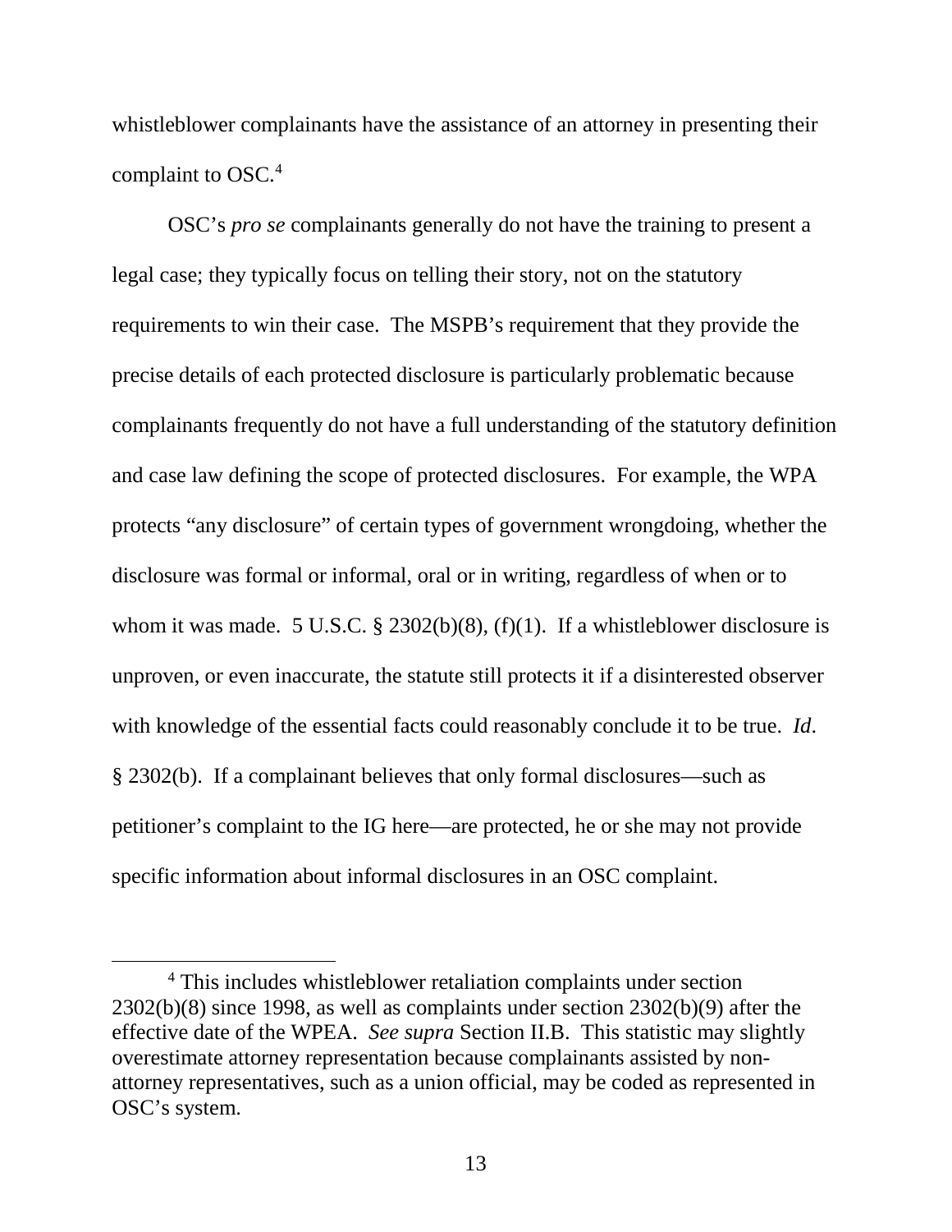whistleblower complainants have the assistance of an attorney in presenting their complaint to OSC.[4]

OSC's *pro se* complainants generally do not have the training to present a legal case; they typically focus on telling their story, not on the statutory requirements to win their case. The MSPB's requirement that they provide the precise details of each protected disclosure is particularly problematic because complainants frequently do not have a full understanding of the statutory definition and case law defining the scope of protected disclosures. For example, the WPA protects "any disclosure" of certain types of government wrongdoing, whether the disclosure was formal or informal, oral or in writing, regardless of when or to whom it was made. 5 U.S.C. § 2302(b)(8), (f)(1). If a whistleblower disclosure is unproven, or even inaccurate, the statute still protects it if a disinterested observer with knowledge of the essential facts could reasonably conclude it to be true. *Id*. § 2302(b). If a complainant believes that only formal disclosures—such as petitioner's complaint to the IG here—are protected, he or she may not provide specific information about informal disclosures in an OSC complaint.

[4] This includes whistleblower retaliation complaints under section 2302(b)(8) since 1998, as well as complaints under section 2302(b)(9) after the effective date of the WPEA. *See supra* Section II.B. This statistic may slightly overestimate attorney representation because complainants assisted by non-attorney representatives, such as a union official, may be coded as represented in OSC's system.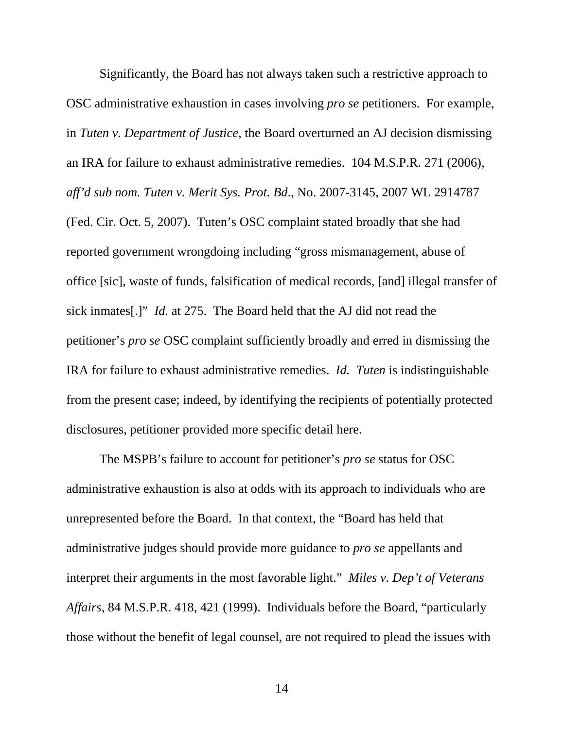Significantly, the Board has not always taken such a restrictive approach to OSC administrative exhaustion in cases involving *pro se* petitioners. For example, in *Tuten v. Department of Justice*, the Board overturned an AJ decision dismissing an IRA for failure to exhaust administrative remedies. 104 M.S.P.R. 271 (2006), *aff'd sub nom. Tuten v. Merit Sys. Prot. Bd.*, No. 2007-3145, 2007 WL 2914787 (Fed. Cir. Oct. 5, 2007). Tuten's OSC complaint stated broadly that she had reported government wrongdoing including "gross mismanagement, abuse of office [sic], waste of funds, falsification of medical records, [and] illegal transfer of sick inmates[.]" *Id.* at 275. The Board held that the AJ did not read the petitioner's *pro se* OSC complaint sufficiently broadly and erred in dismissing the IRA for failure to exhaust administrative remedies. *Id.* *Tuten* is indistinguishable from the present case; indeed, by identifying the recipients of potentially protected disclosures, petitioner provided more specific detail here.

The MSPB's failure to account for petitioner's *pro se* status for OSC administrative exhaustion is also at odds with its approach to individuals who are unrepresented before the Board. In that context, the "Board has held that administrative judges should provide more guidance to *pro se* appellants and interpret their arguments in the most favorable light." *Miles v. Dep't of Veterans Affairs*, 84 M.S.P.R. 418, 421 (1999). Individuals before the Board, "particularly those without the benefit of legal counsel, are not required to plead the issues with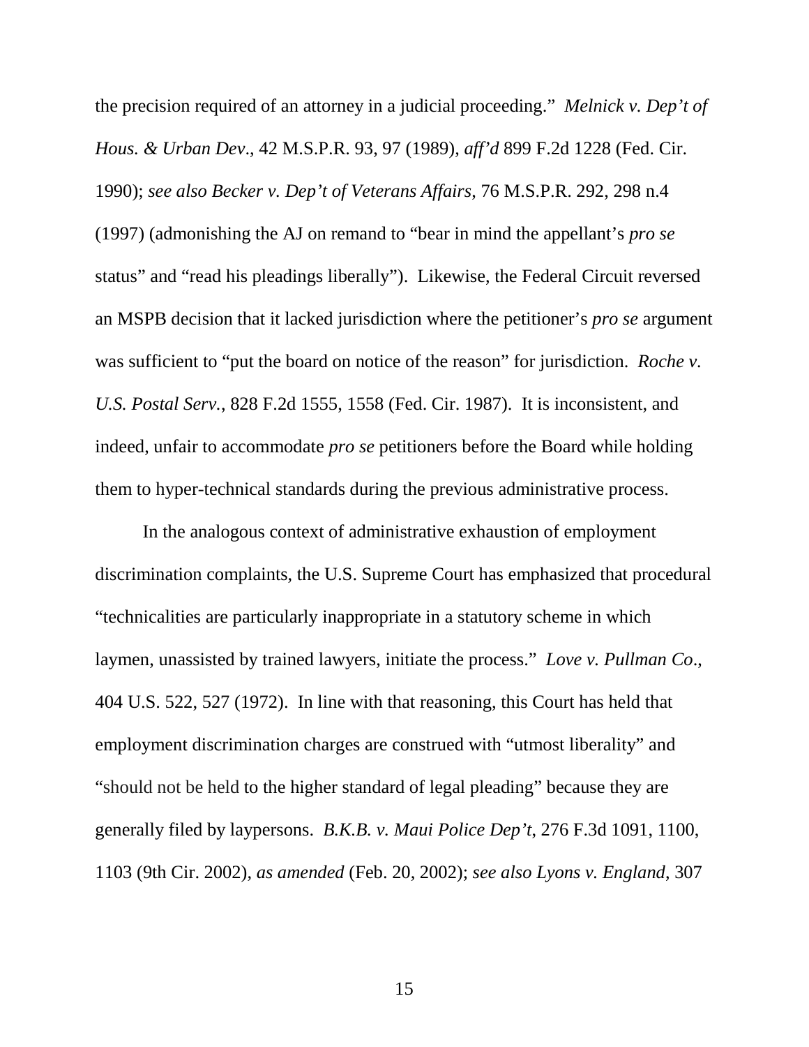the precision required of an attorney in a judicial proceeding." *Melnick v. Dep't of Hous. & Urban Dev.*, 42 M.S.P.R. 93, 97 (1989), *aff'd* 899 F.2d 1228 (Fed. Cir. 1990); *see also Becker v. Dep't of Veterans Affairs*, 76 M.S.P.R. 292, 298 n.4 (1997) (admonishing the AJ on remand to "bear in mind the appellant's *pro se* status" and "read his pleadings liberally"). Likewise, the Federal Circuit reversed an MSPB decision that it lacked jurisdiction where the petitioner's *pro se* argument was sufficient to "put the board on notice of the reason" for jurisdiction. *Roche v. U.S. Postal Serv.*, 828 F.2d 1555, 1558 (Fed. Cir. 1987). It is inconsistent, and indeed, unfair to accommodate *pro se* petitioners before the Board while holding them to hyper-technical standards during the previous administrative process.

In the analogous context of administrative exhaustion of employment discrimination complaints, the U.S. Supreme Court has emphasized that procedural "technicalities are particularly inappropriate in a statutory scheme in which laymen, unassisted by trained lawyers, initiate the process." *Love v. Pullman Co.*, 404 U.S. 522, 527 (1972). In line with that reasoning, this Court has held that employment discrimination charges are construed with "utmost liberality" and "should not be held to the higher standard of legal pleading" because they are generally filed by laypersons. *B.K.B. v. Maui Police Dep't*, 276 F.3d 1091, 1100, 1103 (9th Cir. 2002), *as amended* (Feb. 20, 2002); *see also Lyons v. England*, 307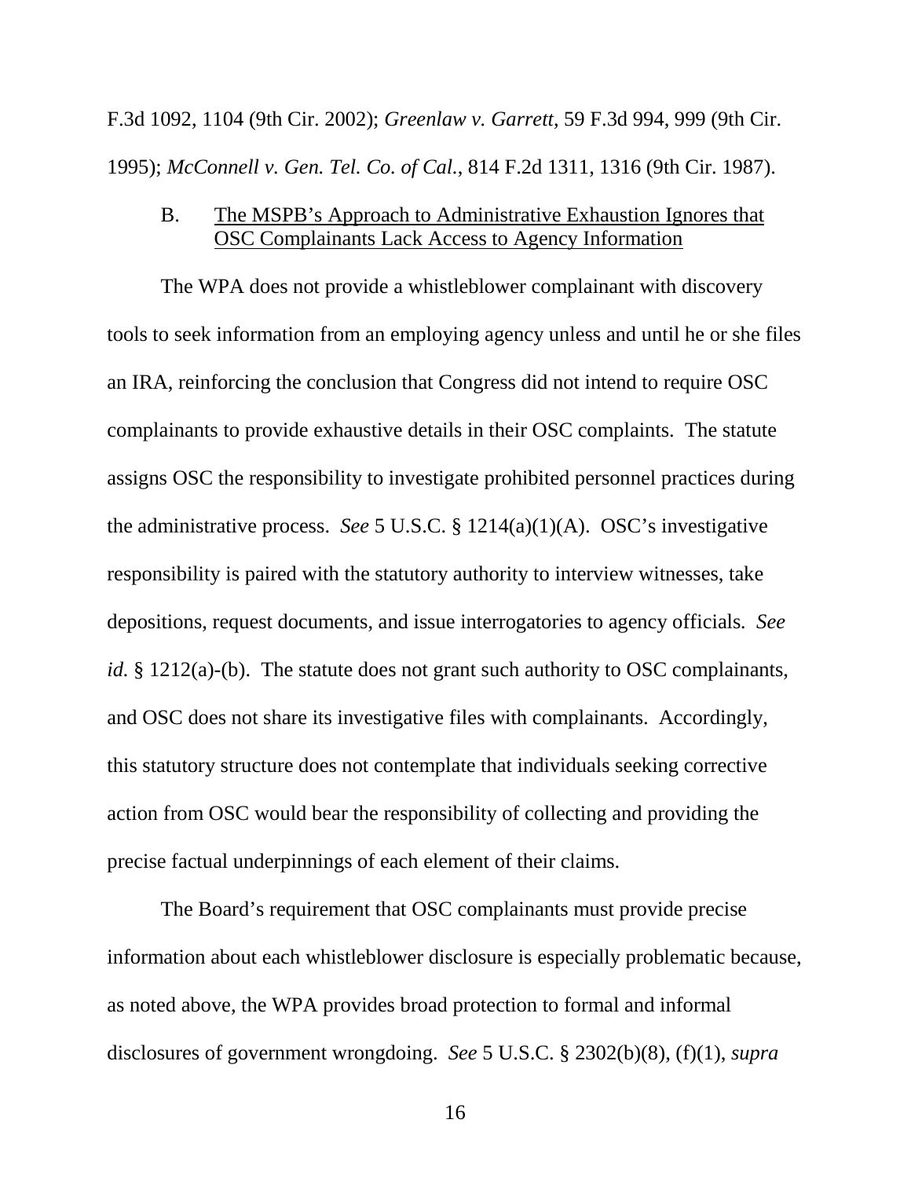F.3d 1092, 1104 (9th Cir. 2002); *Greenlaw v. Garrett*, 59 F.3d 994, 999 (9th Cir. 1995); *McConnell v. Gen. Tel. Co. of Cal.*, 814 F.2d 1311, 1316 (9th Cir. 1987).

### B. The MSPB's Approach to Administrative Exhaustion Ignores that OSC Complainants Lack Access to Agency Information

The WPA does not provide a whistleblower complainant with discovery tools to seek information from an employing agency unless and until he or she files an IRA, reinforcing the conclusion that Congress did not intend to require OSC complainants to provide exhaustive details in their OSC complaints. The statute assigns OSC the responsibility to investigate prohibited personnel practices during the administrative process. *See* 5 U.S.C. § 1214(a)(1)(A). OSC's investigative responsibility is paired with the statutory authority to interview witnesses, take depositions, request documents, and issue interrogatories to agency officials. *See id.* § 1212(a)-(b). The statute does not grant such authority to OSC complainants, and OSC does not share its investigative files with complainants. Accordingly, this statutory structure does not contemplate that individuals seeking corrective action from OSC would bear the responsibility of collecting and providing the precise factual underpinnings of each element of their claims.

The Board's requirement that OSC complainants must provide precise information about each whistleblower disclosure is especially problematic because, as noted above, the WPA provides broad protection to formal and informal disclosures of government wrongdoing. *See* 5 U.S.C. § 2302(b)(8), (f)(1), *supra*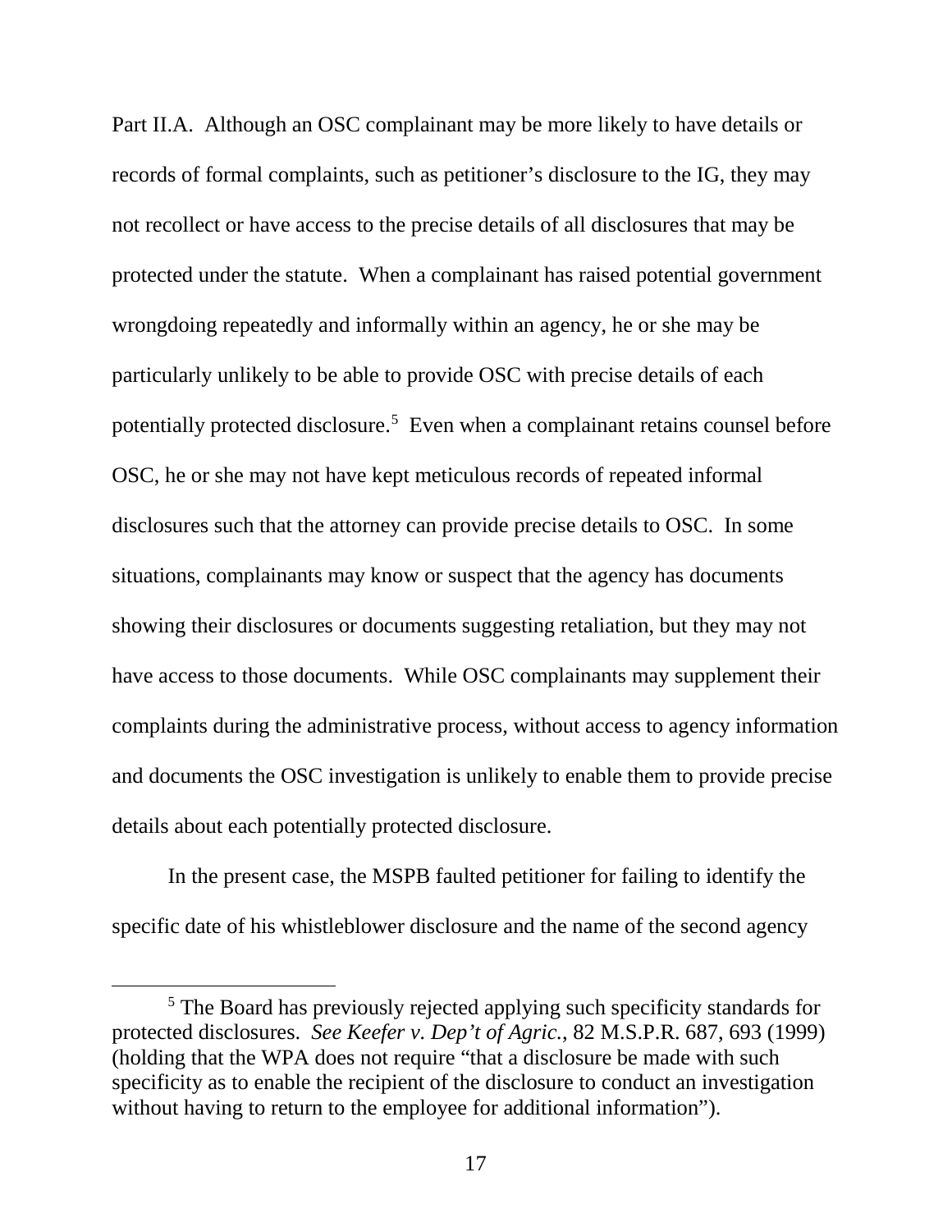Part II.A. Although an OSC complainant may be more likely to have details or records of formal complaints, such as petitioner's disclosure to the IG, they may not recollect or have access to the precise details of all disclosures that may be protected under the statute. When a complainant has raised potential government wrongdoing repeatedly and informally within an agency, he or she may be particularly unlikely to be able to provide OSC with precise details of each potentially protected disclosure.[5] Even when a complainant retains counsel before OSC, he or she may not have kept meticulous records of repeated informal disclosures such that the attorney can provide precise details to OSC. In some situations, complainants may know or suspect that the agency has documents showing their disclosures or documents suggesting retaliation, but they may not have access to those documents. While OSC complainants may supplement their complaints during the administrative process, without access to agency information and documents the OSC investigation is unlikely to enable them to provide precise details about each potentially protected disclosure.

In the present case, the MSPB faulted petitioner for failing to identify the specific date of his whistleblower disclosure and the name of the second agency

[5] The Board has previously rejected applying such specificity standards for protected disclosures. *See Keefer v. Dep't of Agric.*, 82 M.S.P.R. 687, 693 (1999) (holding that the WPA does not require "that a disclosure be made with such specificity as to enable the recipient of the disclosure to conduct an investigation without having to return to the employee for additional information").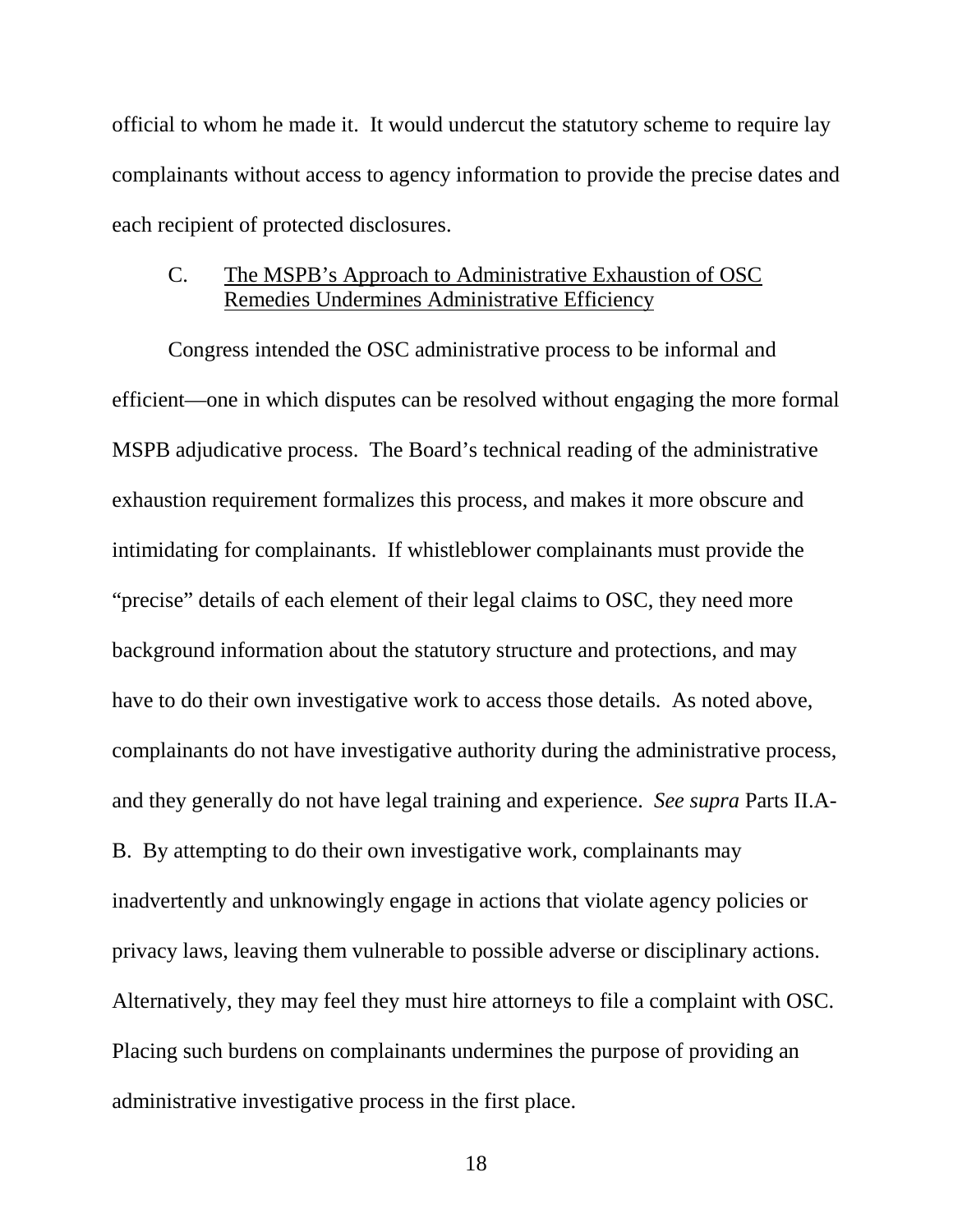official to whom he made it. It would undercut the statutory scheme to require lay complainants without access to agency information to provide the precise dates and each recipient of protected disclosures.

### C. The MSPB's Approach to Administrative Exhaustion of OSC Remedies Undermines Administrative Efficiency

Congress intended the OSC administrative process to be informal and efficient—one in which disputes can be resolved without engaging the more formal MSPB adjudicative process. The Board's technical reading of the administrative exhaustion requirement formalizes this process, and makes it more obscure and intimidating for complainants. If whistleblower complainants must provide the "precise" details of each element of their legal claims to OSC, they need more background information about the statutory structure and protections, and may have to do their own investigative work to access those details. As noted above, complainants do not have investigative authority during the administrative process, and they generally do not have legal training and experience. *See supra* Parts II.A-B. By attempting to do their own investigative work, complainants may inadvertently and unknowingly engage in actions that violate agency policies or privacy laws, leaving them vulnerable to possible adverse or disciplinary actions. Alternatively, they may feel they must hire attorneys to file a complaint with OSC. Placing such burdens on complainants undermines the purpose of providing an administrative investigative process in the first place.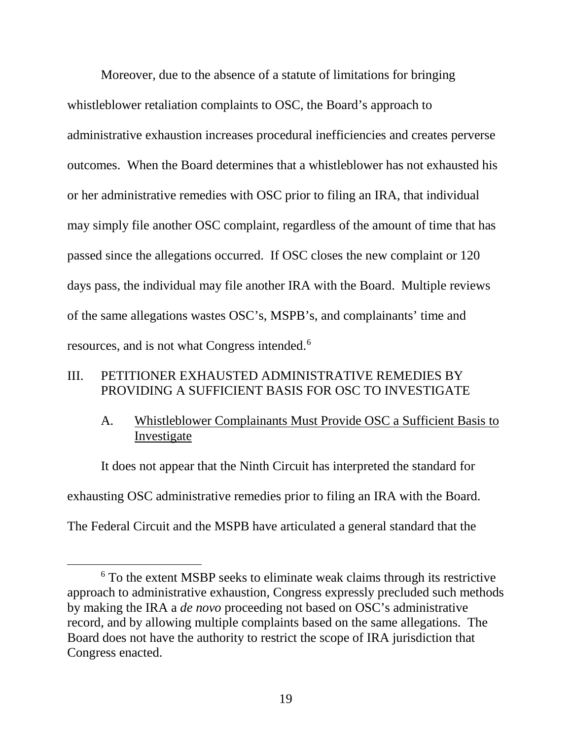Moreover, due to the absence of a statute of limitations for bringing whistleblower retaliation complaints to OSC, the Board's approach to administrative exhaustion increases procedural inefficiencies and creates perverse outcomes. When the Board determines that a whistleblower has not exhausted his or her administrative remedies with OSC prior to filing an IRA, that individual may simply file another OSC complaint, regardless of the amount of time that has passed since the allegations occurred. If OSC closes the new complaint or 120 days pass, the individual may file another IRA with the Board. Multiple reviews of the same allegations wastes OSC's, MSPB's, and complainants' time and resources, and is not what Congress intended.[6]

## III. PETITIONER EXHAUSTED ADMINISTRATIVE REMEDIES BY PROVIDING A SUFFICIENT BASIS FOR OSC TO INVESTIGATE

### A. Whistleblower Complainants Must Provide OSC a Sufficient Basis to Investigate

It does not appear that the Ninth Circuit has interpreted the standard for exhausting OSC administrative remedies prior to filing an IRA with the Board. The Federal Circuit and the MSPB have articulated a general standard that the

---

[6] To the extent MSBP seeks to eliminate weak claims through its restrictive approach to administrative exhaustion, Congress expressly precluded such methods by making the IRA a *de novo* proceeding not based on OSC's administrative record, and by allowing multiple complaints based on the same allegations. The Board does not have the authority to restrict the scope of IRA jurisdiction that Congress enacted.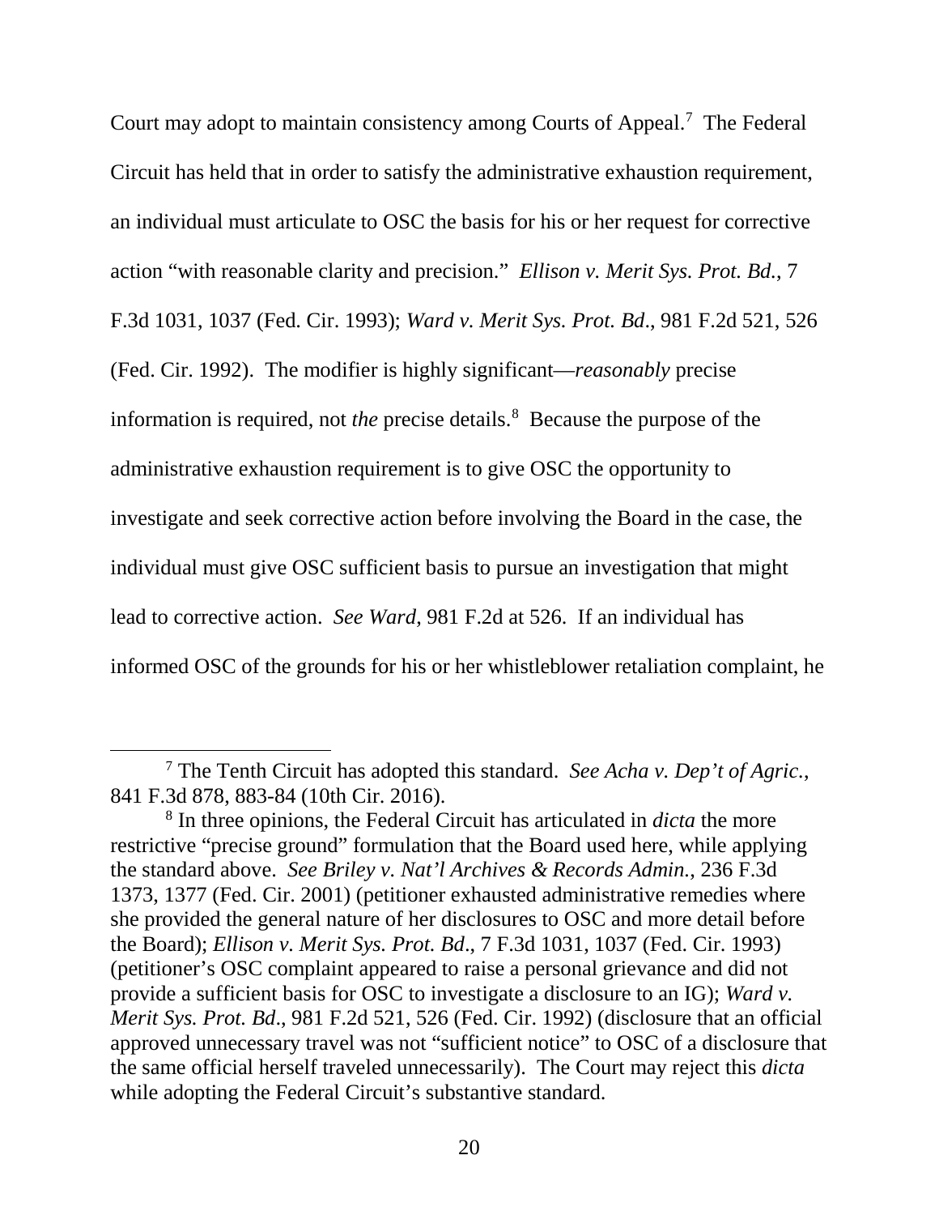Court may adopt to maintain consistency among Courts of Appeal.[7] The Federal Circuit has held that in order to satisfy the administrative exhaustion requirement, an individual must articulate to OSC the basis for his or her request for corrective action "with reasonable clarity and precision." *Ellison v. Merit Sys. Prot. Bd.*, 7 F.3d 1031, 1037 (Fed. Cir. 1993); *Ward v. Merit Sys. Prot. Bd*., 981 F.2d 521, 526 (Fed. Cir. 1992). The modifier is highly significant—*reasonably* precise information is required, not *the* precise details.[8] Because the purpose of the administrative exhaustion requirement is to give OSC the opportunity to investigate and seek corrective action before involving the Board in the case, the individual must give OSC sufficient basis to pursue an investigation that might lead to corrective action. *See Ward*, 981 F.2d at 526. If an individual has informed OSC of the grounds for his or her whistleblower retaliation complaint, he

---

[7] The Tenth Circuit has adopted this standard. *See Acha v. Dep't of Agric.*, 841 F.3d 878, 883-84 (10th Cir. 2016).

[8] In three opinions, the Federal Circuit has articulated in *dicta* the more restrictive "precise ground" formulation that the Board used here, while applying the standard above. *See Briley v. Nat'l Archives & Records Admin.*, 236 F.3d 1373, 1377 (Fed. Cir. 2001) (petitioner exhausted administrative remedies where she provided the general nature of her disclosures to OSC and more detail before the Board); *Ellison v. Merit Sys. Prot. Bd*., 7 F.3d 1031, 1037 (Fed. Cir. 1993) (petitioner's OSC complaint appeared to raise a personal grievance and did not provide a sufficient basis for OSC to investigate a disclosure to an IG); *Ward v. Merit Sys. Prot. Bd*., 981 F.2d 521, 526 (Fed. Cir. 1992) (disclosure that an official approved unnecessary travel was not "sufficient notice" to OSC of a disclosure that the same official herself traveled unnecessarily). The Court may reject this *dicta* while adopting the Federal Circuit's substantive standard.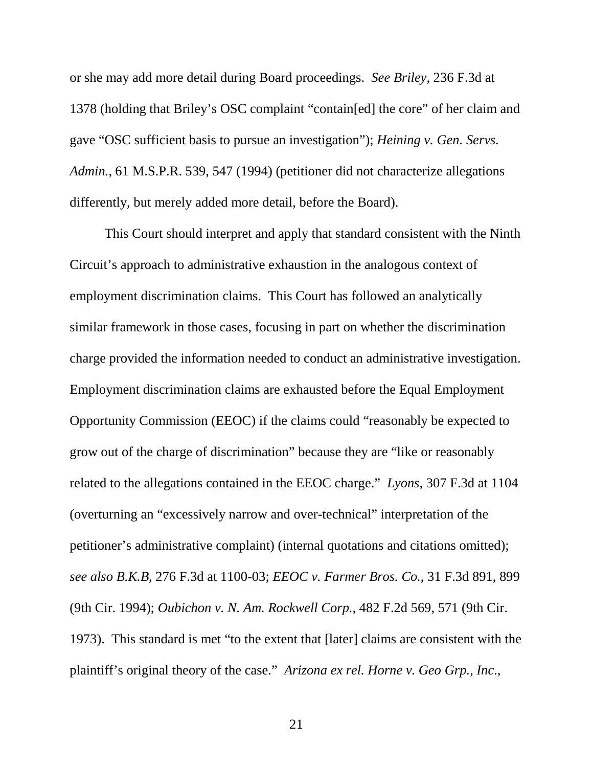or she may add more detail during Board proceedings. *See Briley*, 236 F.3d at 1378 (holding that Briley's OSC complaint "contain[ed] the core" of her claim and gave "OSC sufficient basis to pursue an investigation"); *Heining v. Gen. Servs. Admin.*, 61 M.S.P.R. 539, 547 (1994) (petitioner did not characterize allegations differently, but merely added more detail, before the Board).

This Court should interpret and apply that standard consistent with the Ninth Circuit's approach to administrative exhaustion in the analogous context of employment discrimination claims. This Court has followed an analytically similar framework in those cases, focusing in part on whether the discrimination charge provided the information needed to conduct an administrative investigation. Employment discrimination claims are exhausted before the Equal Employment Opportunity Commission (EEOC) if the claims could "reasonably be expected to grow out of the charge of discrimination" because they are "like or reasonably related to the allegations contained in the EEOC charge." *Lyons*, 307 F.3d at 1104 (overturning an "excessively narrow and over-technical" interpretation of the petitioner's administrative complaint) (internal quotations and citations omitted); *see also B.K.B*, 276 F.3d at 1100-03; *EEOC v. Farmer Bros. Co.*, 31 F.3d 891, 899 (9th Cir. 1994); *Oubichon v. N. Am. Rockwell Corp.*, 482 F.2d 569, 571 (9th Cir. 1973). This standard is met "to the extent that [later] claims are consistent with the plaintiff's original theory of the case." *Arizona ex rel. Horne v. Geo Grp., Inc.*,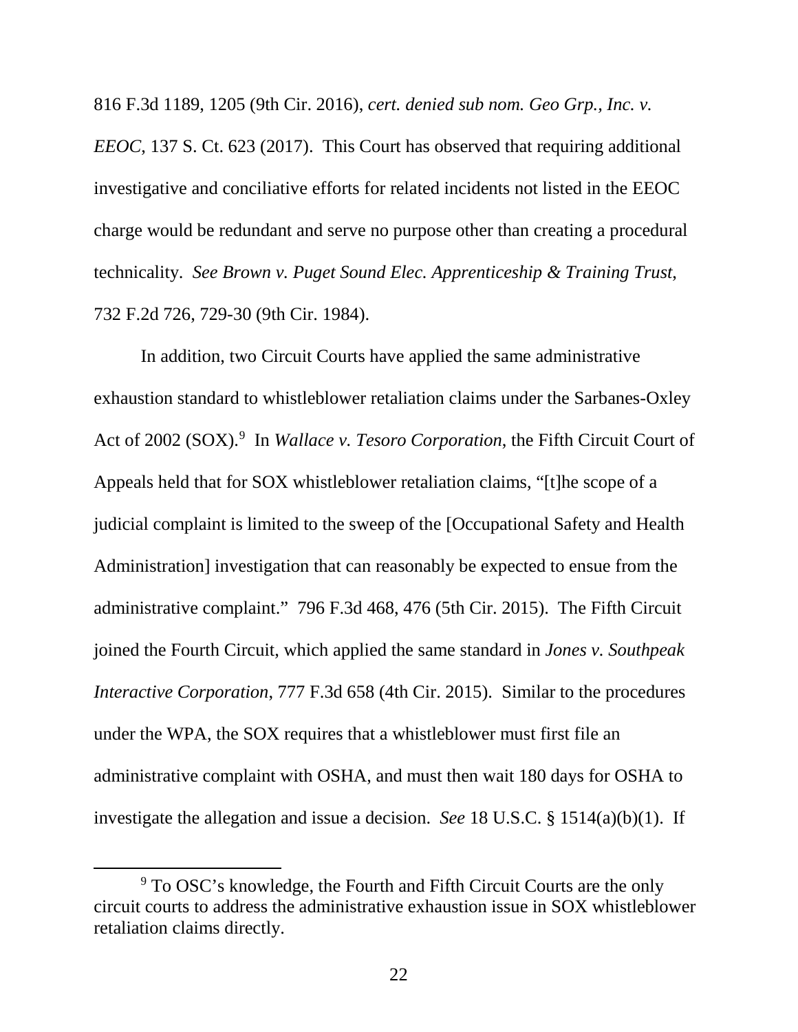816 F.3d 1189, 1205 (9th Cir. 2016), *cert. denied sub nom. Geo Grp., Inc. v. EEOC*, 137 S. Ct. 623 (2017). This Court has observed that requiring additional investigative and conciliative efforts for related incidents not listed in the EEOC charge would be redundant and serve no purpose other than creating a procedural technicality. *See Brown v. Puget Sound Elec. Apprenticeship & Training Trust*, 732 F.2d 726, 729-30 (9th Cir. 1984).

In addition, two Circuit Courts have applied the same administrative exhaustion standard to whistleblower retaliation claims under the Sarbanes-Oxley Act of 2002 (SOX).[9] In *Wallace v. Tesoro Corporation*, the Fifth Circuit Court of Appeals held that for SOX whistleblower retaliation claims, "[t]he scope of a judicial complaint is limited to the sweep of the [Occupational Safety and Health Administration] investigation that can reasonably be expected to ensue from the administrative complaint." 796 F.3d 468, 476 (5th Cir. 2015). The Fifth Circuit joined the Fourth Circuit, which applied the same standard in *Jones v. Southpeak Interactive Corporation*, 777 F.3d 658 (4th Cir. 2015). Similar to the procedures under the WPA, the SOX requires that a whistleblower must first file an administrative complaint with OSHA, and must then wait 180 days for OSHA to investigate the allegation and issue a decision. *See* 18 U.S.C. § 1514(a)(b)(1). If

[9] To OSC's knowledge, the Fourth and Fifth Circuit Courts are the only circuit courts to address the administrative exhaustion issue in SOX whistleblower retaliation claims directly.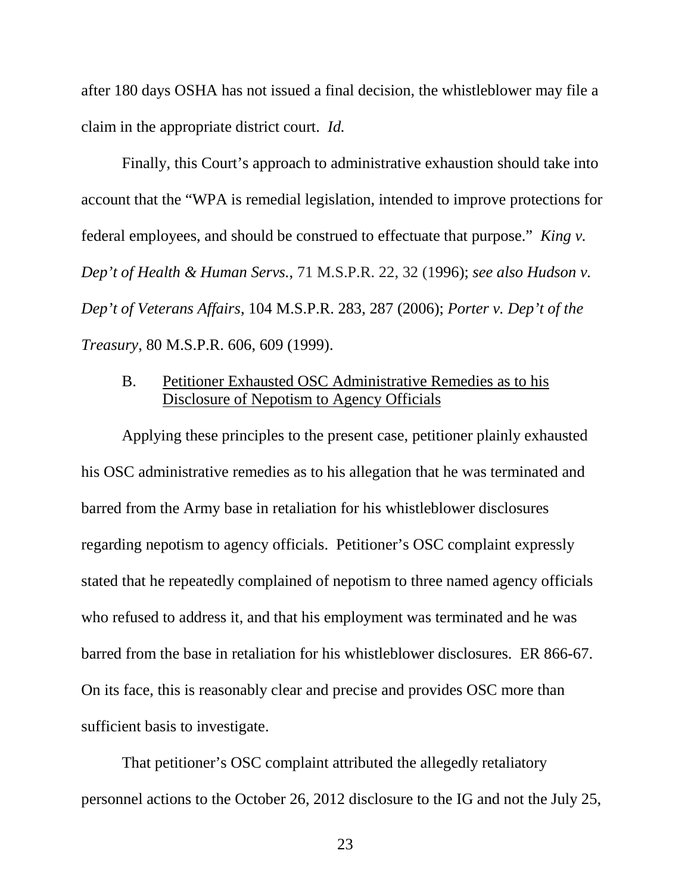after 180 days OSHA has not issued a final decision, the whistleblower may file a claim in the appropriate district court. *Id.*

Finally, this Court's approach to administrative exhaustion should take into account that the "WPA is remedial legislation, intended to improve protections for federal employees, and should be construed to effectuate that purpose." *King v. Dep't of Health & Human Servs.*, 71 M.S.P.R. 22, 32 (1996); *see also Hudson v. Dep't of Veterans Affairs*, 104 M.S.P.R. 283, 287 (2006); *Porter v. Dep't of the Treasury*, 80 M.S.P.R. 606, 609 (1999).

### B. Petitioner Exhausted OSC Administrative Remedies as to his Disclosure of Nepotism to Agency Officials

Applying these principles to the present case, petitioner plainly exhausted his OSC administrative remedies as to his allegation that he was terminated and barred from the Army base in retaliation for his whistleblower disclosures regarding nepotism to agency officials. Petitioner's OSC complaint expressly stated that he repeatedly complained of nepotism to three named agency officials who refused to address it, and that his employment was terminated and he was barred from the base in retaliation for his whistleblower disclosures. ER 866-67. On its face, this is reasonably clear and precise and provides OSC more than sufficient basis to investigate.

That petitioner's OSC complaint attributed the allegedly retaliatory personnel actions to the October 26, 2012 disclosure to the IG and not the July 25,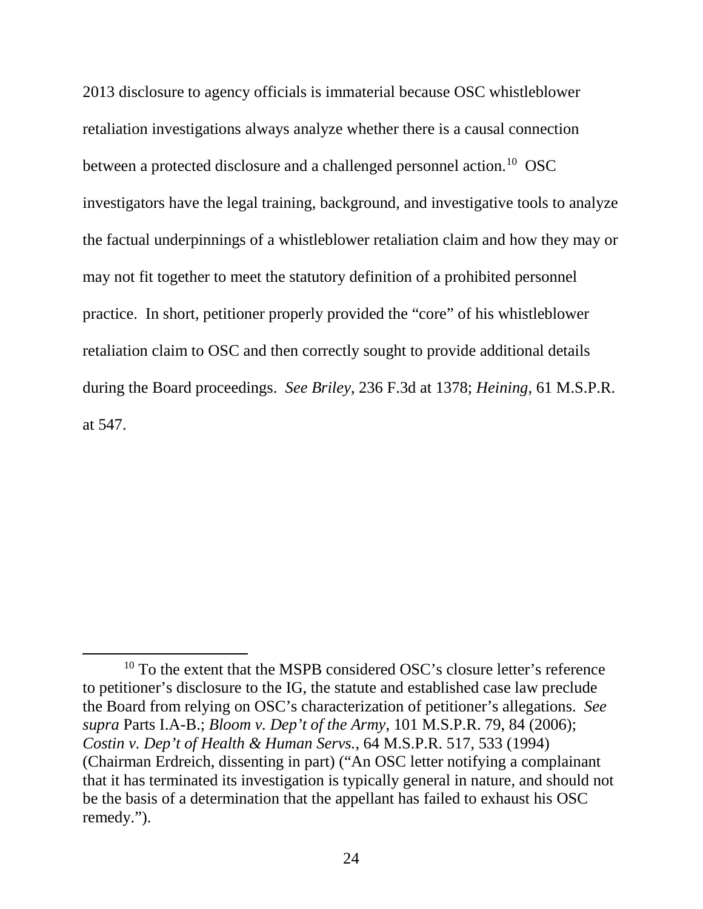2013 disclosure to agency officials is immaterial because OSC whistleblower retaliation investigations always analyze whether there is a causal connection between a protected disclosure and a challenged personnel action.[10] OSC investigators have the legal training, background, and investigative tools to analyze the factual underpinnings of a whistleblower retaliation claim and how they may or may not fit together to meet the statutory definition of a prohibited personnel practice. In short, petitioner properly provided the "core" of his whistleblower retaliation claim to OSC and then correctly sought to provide additional details during the Board proceedings. *See Briley*, 236 F.3d at 1378; *Heining*, 61 M.S.P.R. at 547.

[10] To the extent that the MSPB considered OSC's closure letter's reference to petitioner's disclosure to the IG, the statute and established case law preclude the Board from relying on OSC's characterization of petitioner's allegations. *See supra* Parts I.A-B.; *Bloom v. Dep't of the Army*, 101 M.S.P.R. 79, 84 (2006); *Costin v. Dep't of Health & Human Servs.*, 64 M.S.P.R. 517, 533 (1994) (Chairman Erdreich, dissenting in part) ("An OSC letter notifying a complainant that it has terminated its investigation is typically general in nature, and should not be the basis of a determination that the appellant has failed to exhaust his OSC remedy.").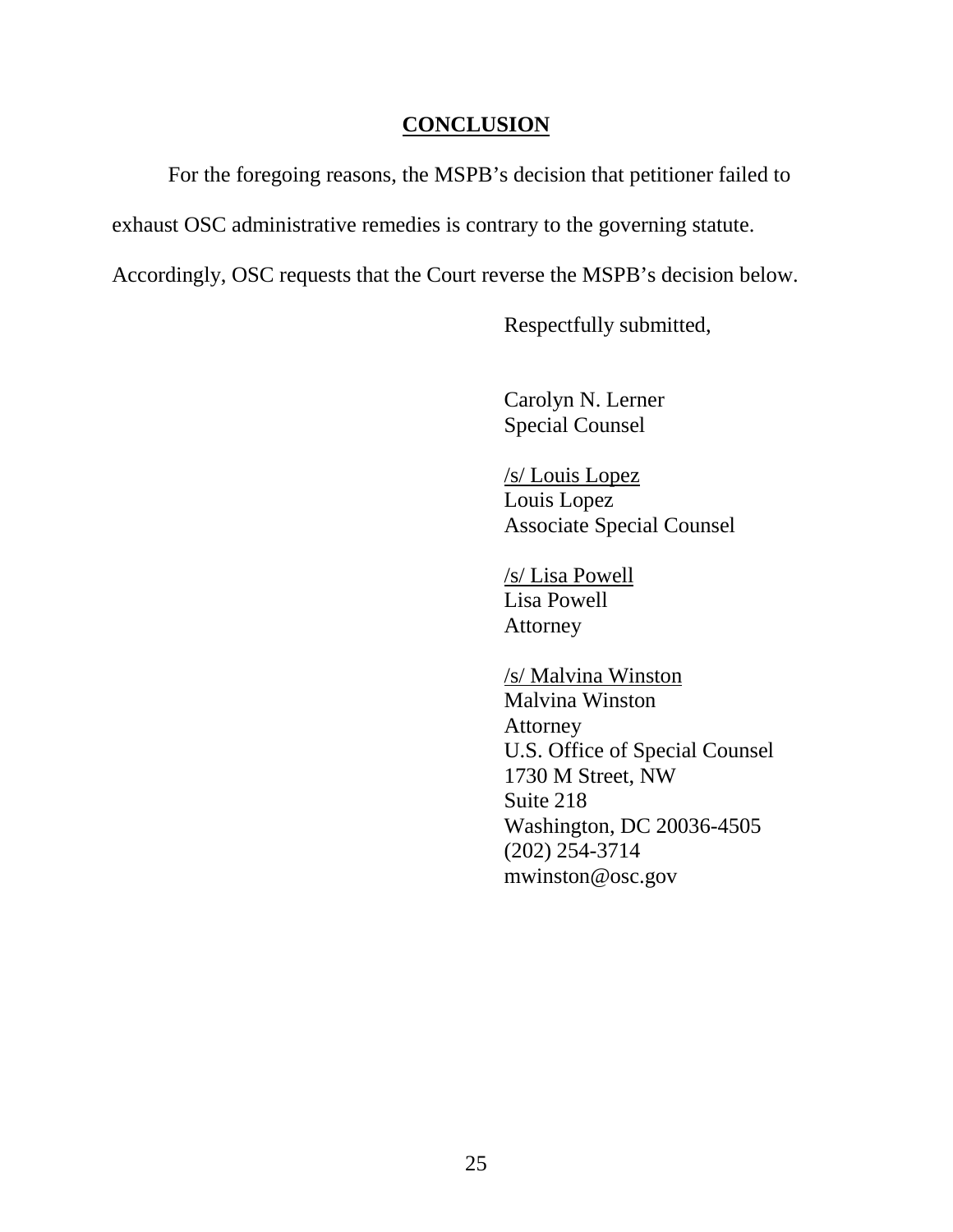## CONCLUSION

For the foregoing reasons, the MSPB's decision that petitioner failed to exhaust OSC administrative remedies is contrary to the governing statute. Accordingly, OSC requests that the Court reverse the MSPB's decision below.

Respectfully submitted,

Carolyn N. Lerner
Special Counsel

/s/ Louis Lopez
Louis Lopez
Associate Special Counsel

/s/ Lisa Powell
Lisa Powell
Attorney

/s/ Malvina Winston
Malvina Winston
Attorney
U.S. Office of Special Counsel
1730 M Street, NW
Suite 218
Washington, DC 20036-4505
(202) 254-3714
mwinston@osc.gov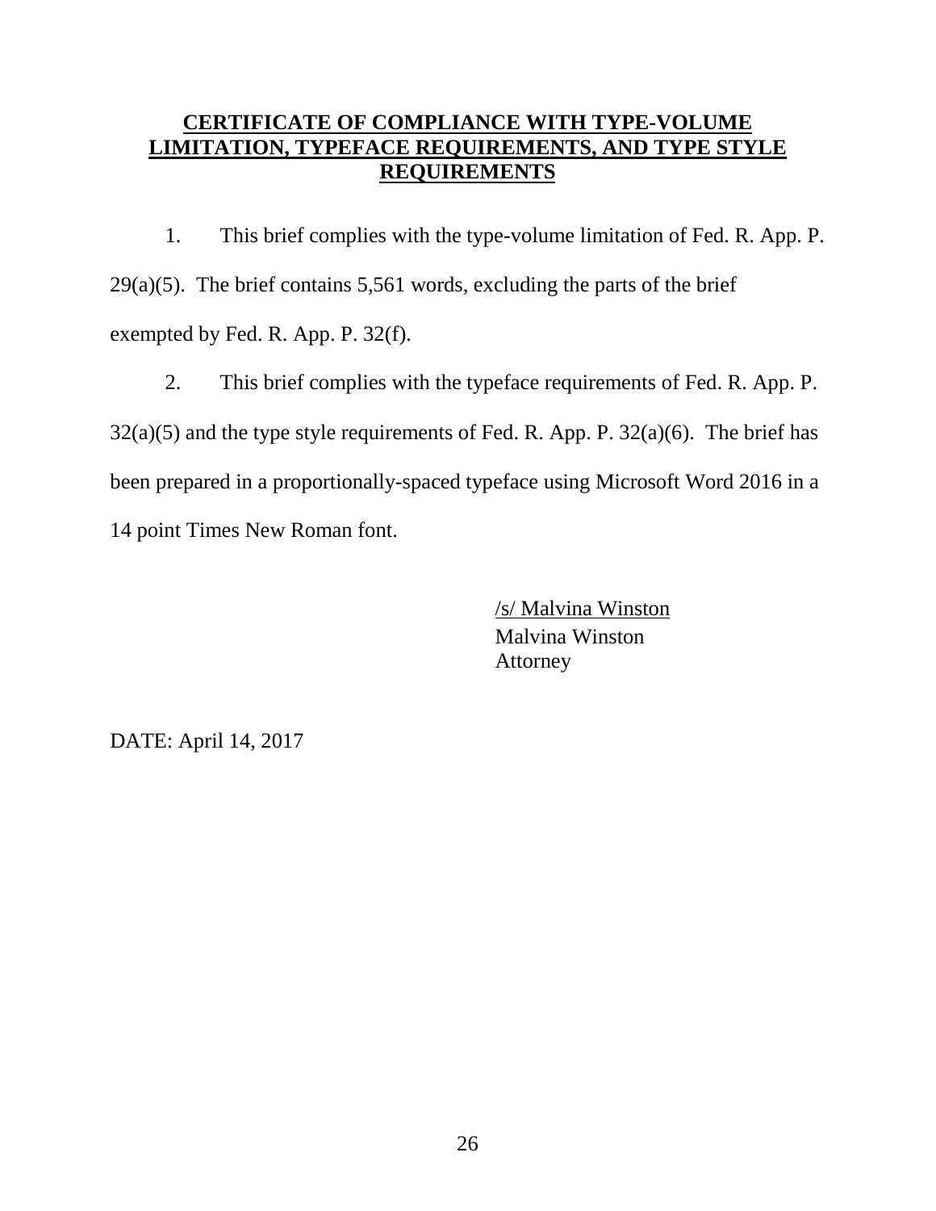## CERTIFICATE OF COMPLIANCE WITH TYPE-VOLUME LIMITATION, TYPEFACE REQUIREMENTS, AND TYPE STYLE REQUIREMENTS

1. This brief complies with the type-volume limitation of Fed. R. App. P. 29(a)(5). The brief contains 5,561 words, excluding the parts of the brief exempted by Fed. R. App. P. 32(f).

2. This brief complies with the typeface requirements of Fed. R. App. P. 32(a)(5) and the type style requirements of Fed. R. App. P. 32(a)(6). The brief has been prepared in a proportionally-spaced typeface using Microsoft Word 2016 in a 14 point Times New Roman font.

/s/ Malvina Winston
Malvina Winston
Attorney

DATE: April 14, 2017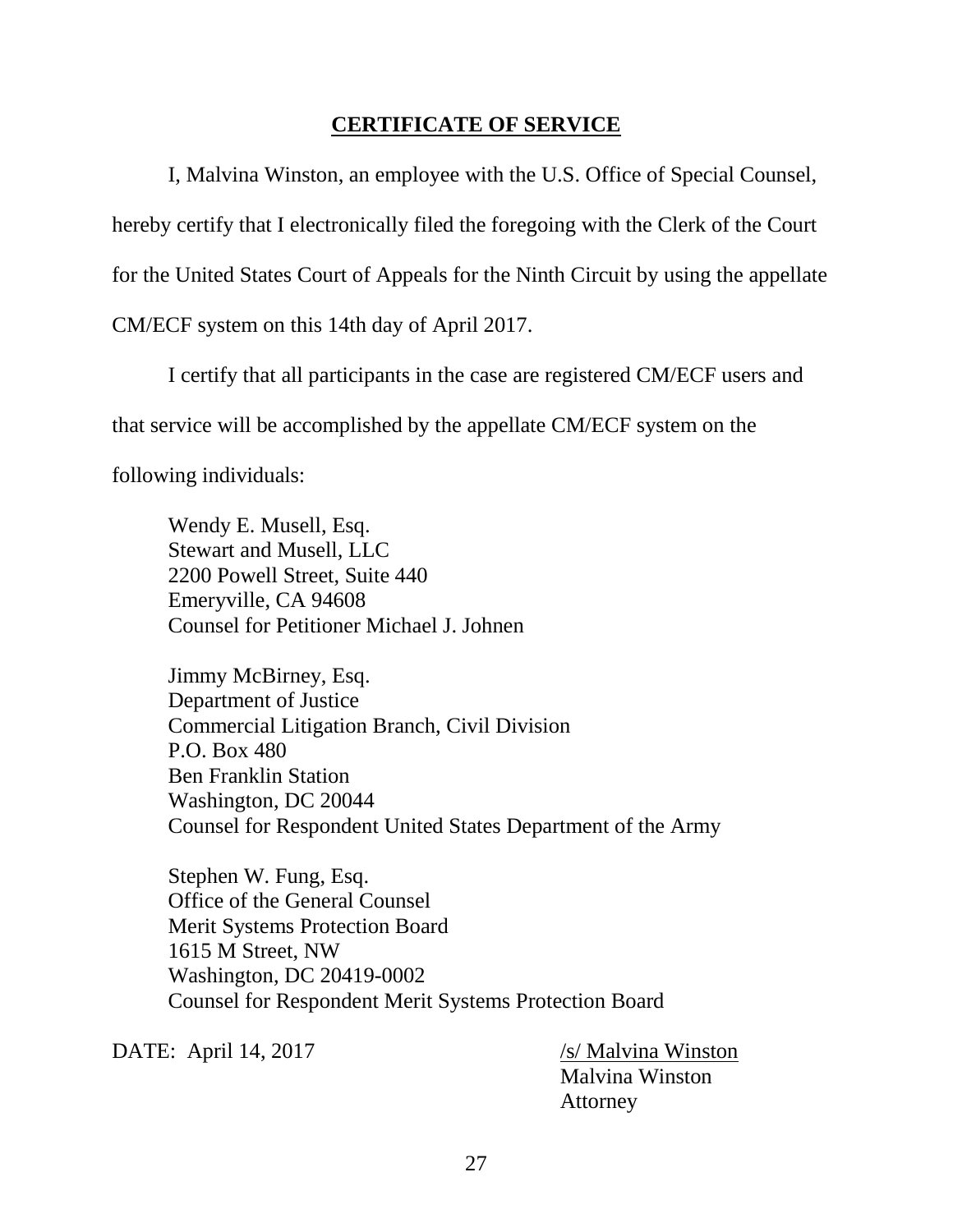## CERTIFICATE OF SERVICE

I, Malvina Winston, an employee with the U.S. Office of Special Counsel, hereby certify that I electronically filed the foregoing with the Clerk of the Court for the United States Court of Appeals for the Ninth Circuit by using the appellate CM/ECF system on this 14th day of April 2017.

I certify that all participants in the case are registered CM/ECF users and that service will be accomplished by the appellate CM/ECF system on the following individuals:

Wendy E. Musell, Esq.
Stewart and Musell, LLC
2200 Powell Street, Suite 440
Emeryville, CA 94608
Counsel for Petitioner Michael J. Johnen

Jimmy McBirney, Esq.
Department of Justice
Commercial Litigation Branch, Civil Division
P.O. Box 480
Ben Franklin Station
Washington, DC 20044
Counsel for Respondent United States Department of the Army

Stephen W. Fung, Esq.
Office of the General Counsel
Merit Systems Protection Board
1615 M Street, NW
Washington, DC 20419-0002
Counsel for Respondent Merit Systems Protection Board

DATE: April 14, 2017

/s/ Malvina Winston
Malvina Winston
Attorney